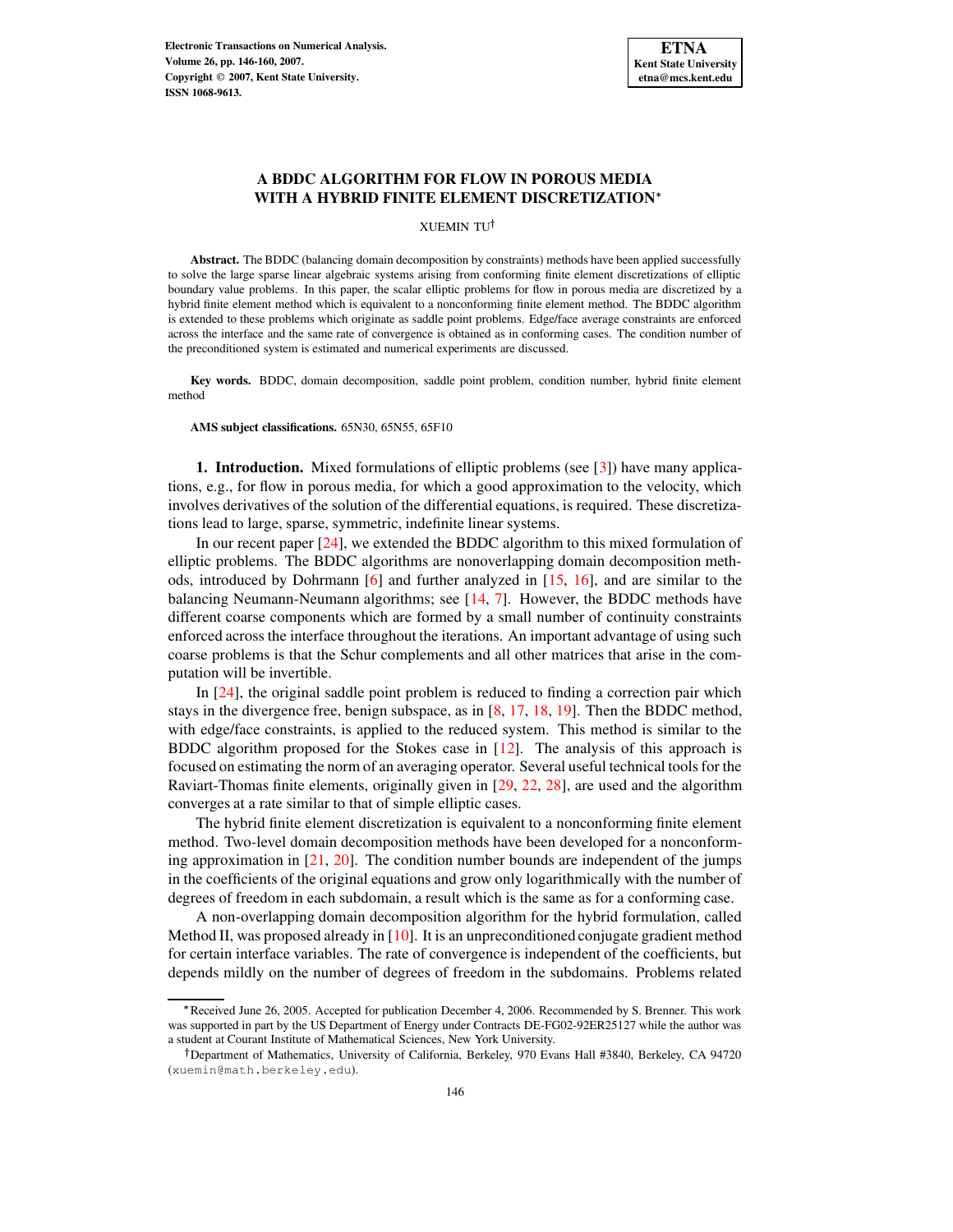# A BDDC ALGORITHM FOR FLOW IN POROUS MEDIA WITH A HYBRID FINITE ELEMENT DISCRETIZATION*

XUEMIN TU†

**Abstract.** The BDDC (balancing domain decomposition by constraints) methods have been applied successfully to solve the large sparse linear algebraic systems arising from conforming finite element discretizations of elliptic boundary value problems. In this paper, the scalar elliptic problems for flow in porous media are discretized by a hybrid finite element method which is equivalent to a nonconforming finite element method. The BDDC algorithm is extended to these problems which originate as saddle point problems. Edge/face average constraints are enforced across the interface and the same rate of convergence is obtained as in conforming cases. The condition number of the preconditioned system is estimated and numerical experiments are discussed.

**Key words.** BDDC, domain decomposition, saddle point problem, condition number, hybrid finite element method

**AMS subject classifications.** 65N30, 65N55, 65F10

**1. Introduction.** Mixed formulations of elliptic problems (see [3]) have many applications, e.g., for flow in porous media, for which a good approximation to the velocity, which involves derivatives of the solution of the differential equations, is required. These discretizations lead to large, sparse, symmetric, indefinite linear systems.

In our recent paper [24], we extended the BDDC algorithm to this mixed formulation of elliptic problems. The BDDC algorithms are nonoverlapping domain decomposition methods, introduced by Dohrmann [6] and further analyzed in [15, 16], and are similar to the balancing Neumann-Neumann algorithms; see [14, 7]. However, the BDDC methods have different coarse components which are formed by a small number of continuity constraints enforced across the interface throughout the iterations. An important advantage of using such coarse problems is that the Schur complements and all other matrices that arise in the computation will be invertible.

In [24], the original saddle point problem is reduced to finding a correction pair which stays in the divergence free, benign subspace, as in [8, 17, 18, 19]. Then the BDDC method, with edge/face constraints, is applied to the reduced system. This method is similar to the BDDC algorithm proposed for the Stokes case in [12]. The analysis of this approach is focused on estimating the norm of an averaging operator. Several useful technical tools for the Raviart-Thomas finite elements, originally given in [29, 22, 28], are used and the algorithm converges at a rate similar to that of simple elliptic cases.

The hybrid finite element discretization is equivalent to a nonconforming finite element method. Two-level domain decomposition methods have been developed for a nonconforming approximation in [21, 20]. The condition number bounds are independent of the jumps in the coefficients of the original equations and grow only logarithmically with the number of degrees of freedom in each subdomain, a result which is the same as for a conforming case.

A non-overlapping domain decomposition algorithm for the hybrid formulation, called Method II, was proposed already in [10]. It is an unpreconditioned conjugate gradient method for certain interface variables. The rate of convergence is independent of the coefficients, but depends mildly on the number of degrees of freedom in the subdomains. Problems related

---

*Received June 26, 2005. Accepted for publication December 4, 2006. Recommended by S. Brenner. This work was supported in part by the US Department of Energy under Contracts DE-FG02-92ER25127 while the author was a student at Courant Institute of Mathematical Sciences, New York University.

†Department of Mathematics, University of California, Berkeley, 970 Evans Hall #3840, Berkeley, CA 94720 (xuemin@math.berkeley.edu).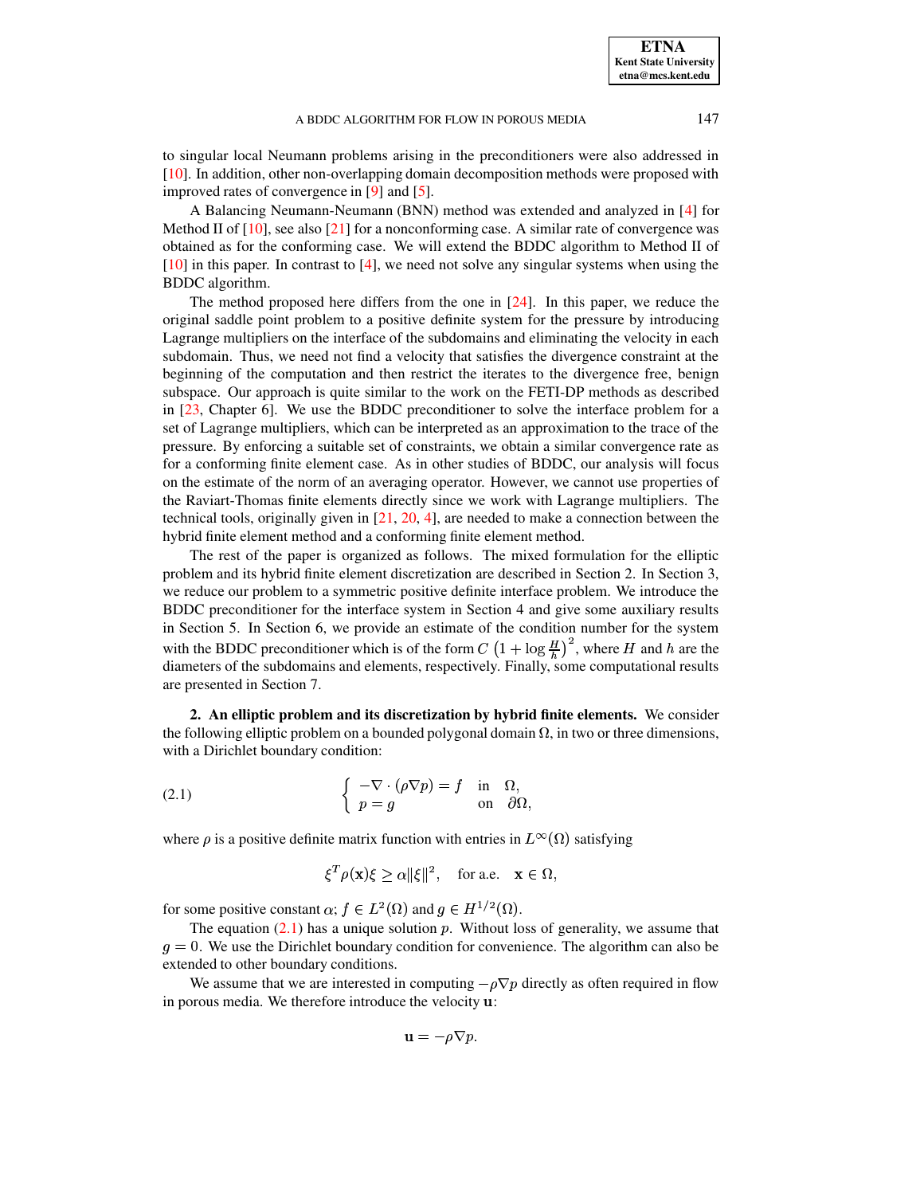to singular local Neumann problems arising in the preconditioners were also addressed in [10]. In addition, other non-overlapping domain decomposition methods were proposed with improved rates of convergence in [9] and [5].

A Balancing Neumann-Neumann (BNN) method was extended and analyzed in [4] for Method II of [10], see also [21] for a nonconforming case. A similar rate of convergence was obtained as for the conforming case. We will extend the BDDC algorithm to Method II of [10] in this paper. In contrast to [4], we need not solve any singular systems when using the BDDC algorithm.

The method proposed here differs from the one in [24]. In this paper, we reduce the original saddle point problem to a positive definite system for the pressure by introducing Lagrange multipliers on the interface of the subdomains and eliminating the velocity in each subdomain. Thus, we need not find a velocity that satisfies the divergence constraint at the beginning of the computation and then restrict the iterates to the divergence free, benign subspace. Our approach is quite similar to the work on the FETI-DP methods as described in [23, Chapter 6]. We use the BDDC preconditioner to solve the interface problem for a set of Lagrange multipliers, which can be interpreted as an approximation to the trace of the pressure. By enforcing a suitable set of constraints, we obtain a similar convergence rate as for a conforming finite element case. As in other studies of BDDC, our analysis will focus on the estimate of the norm of an averaging operator. However, we cannot use properties of the Raviart-Thomas finite elements directly since we work with Lagrange multipliers. The technical tools, originally given in [21, 20, 4], are needed to make a connection between the hybrid finite element method and a conforming finite element method.

The rest of the paper is organized as follows. The mixed formulation for the elliptic problem and its hybrid finite element discretization are described in Section 2. In Section 3, we reduce our problem to a symmetric positive definite interface problem. We introduce the BDDC preconditioner for the interface system in Section 4 and give some auxiliary results in Section 5. In Section 6, we provide an estimate of the condition number for the system with the BDDC preconditioner which is of the form $C\left(1+\log\frac{H}{h}\right)^2$, where $H$ and $h$ are the diameters of the subdomains and elements, respectively. Finally, some computational results are presented in Section 7.

## 2. An elliptic problem and its discretization by hybrid finite elements.

We consider the following elliptic problem on a bounded polygonal domain $\Omega$, in two or three dimensions, with a Dirichlet boundary condition:

$$\begin{cases} -\nabla\cdot(\rho\nabla p)=f & \text{in} \quad \Omega,\\ p=g & \text{on} \quad \partial\Omega, \end{cases} \tag{2.1}$$

where $\rho$ is a positive definite matrix function with entries in $L^\infty(\Omega)$ satisfying

$$\xi^T\rho(\mathbf{x})\xi \geq \alpha\|\xi\|^2, \quad \text{for a.e.} \quad \mathbf{x}\in\Omega,$$

for some positive constant $\alpha$; $f\in L^2(\Omega)$ and $g\in H^{1/2}(\Omega)$.

The equation (2.1) has a unique solution $p$. Without loss of generality, we assume that $g=0$. We use the Dirichlet boundary condition for convenience. The algorithm can also be extended to other boundary conditions.

We assume that we are interested in computing $-\rho\nabla p$ directly as often required in flow in porous media. We therefore introduce the velocity $\mathbf{u}$:

$$\mathbf{u}=-\rho\nabla p.$$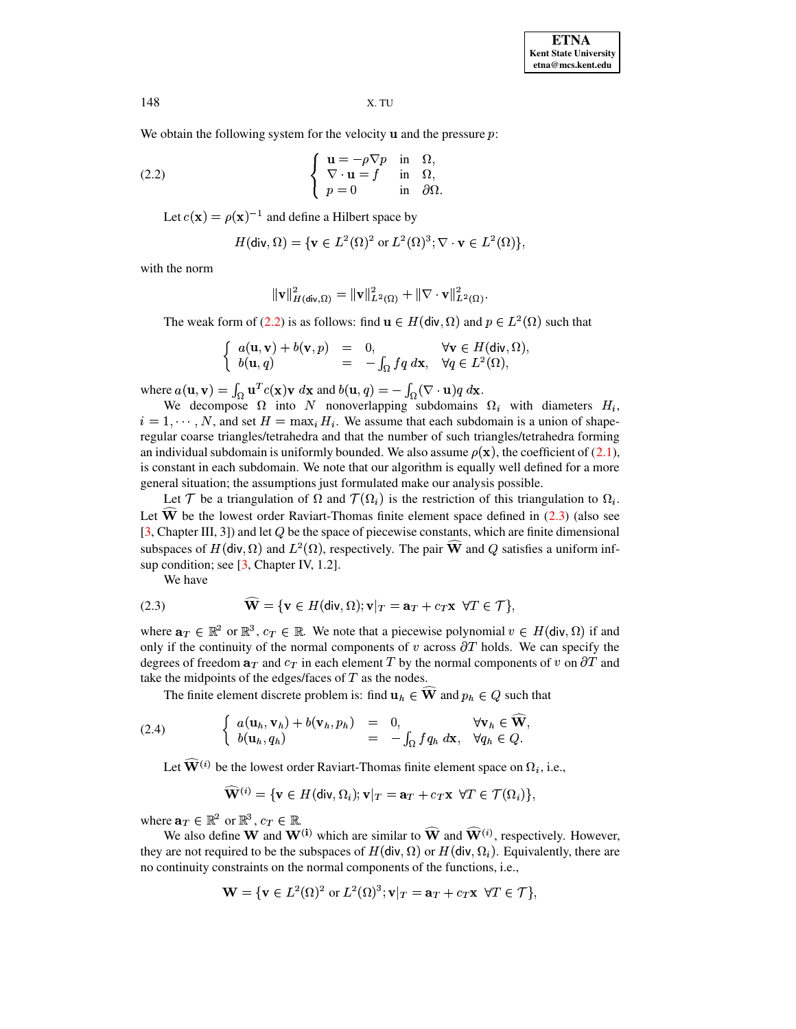We obtain the following system for the velocity $\mathbf{u}$ and the pressure $p$:

$$
\left\{ \begin{array}{lll} \mathbf{u} = -\rho \nabla p & \text{in} & \Omega, \\ \nabla \cdot \mathbf{u} = f & \text{in} & \Omega, \\ p = 0 & \text{in} & \partial\Omega. \end{array} \right. \tag{2.2}
$$

Let $c(\mathbf{x}) = \rho(\mathbf{x})^{-1}$ and define a Hilbert space by

$$
H(\mathsf{div}, \Omega) = \{\mathbf{v} \in L^2(\Omega)^2 \text{ or } L^2(\Omega)^3; \nabla \cdot \mathbf{v} \in L^2(\Omega)\},
$$

with the norm

$$
\|\mathbf{v}\|^2_{H(\mathsf{div},\Omega)} = \|\mathbf{v}\|^2_{L^2(\Omega)} + \|\nabla \cdot \mathbf{v}\|^2_{L^2(\Omega)}.
$$

The weak form of (2.2) is as follows: find $\mathbf{u} \in H(\mathsf{div}, \Omega)$ and $p \in L^2(\Omega)$ such that

$$
\left\{ \begin{array}{lcll} a(\mathbf{u}, \mathbf{v}) + b(\mathbf{v}, p) & = & 0, & \forall \mathbf{v} \in H(\mathsf{div}, \Omega), \\ b(\mathbf{u}, q) & = & -\int_\Omega f q \, d\mathbf{x}, & \forall q \in L^2(\Omega), \end{array} \right.
$$

where $a(\mathbf{u}, \mathbf{v}) = \int_\Omega \mathbf{u}^T c(\mathbf{x}) \mathbf{v} \, d\mathbf{x}$ and $b(\mathbf{u}, q) = -\int_\Omega (\nabla \cdot \mathbf{u}) q \, d\mathbf{x}$.

We decompose $\Omega$ into $N$ nonoverlapping subdomains $\Omega_i$ with diameters $H_i$, $i = 1, \cdots, N$, and set $H = \max_i H_i$. We assume that each subdomain is a union of shape-regular coarse triangles/tetrahedra and that the number of such triangles/tetrahedra forming an individual subdomain is uniformly bounded. We also assume $\rho(\mathbf{x})$, the coefficient of (2.1), is constant in each subdomain. We note that our algorithm is equally well defined for a more general situation; the assumptions just formulated make our analysis possible.

Let $\mathcal{T}$ be a triangulation of $\Omega$ and $\mathcal{T}(\Omega_i)$ is the restriction of this triangulation to $\Omega_i$. Let $\widehat{\mathbf{W}}$ be the lowest order Raviart-Thomas finite element space defined in (2.3) (also see [3, Chapter III, 3]) and let $Q$ be the space of piecewise constants, which are finite dimensional subspaces of $H(\mathsf{div}, \Omega)$ and $L^2(\Omega)$, respectively. The pair $\widehat{\mathbf{W}}$ and $Q$ satisfies a uniform inf-sup condition; see [3, Chapter IV, 1.2].

We have

$$
\widehat{\mathbf{W}} = \{\mathbf{v} \in H(\mathsf{div}, \Omega); \mathbf{v}|_T = \mathbf{a}_T + c_T \mathbf{x} \;\; \forall T \in \mathcal{T}\}, \tag{2.3}
$$

where $\mathbf{a}_T \in \mathbb{R}^2$ or $\mathbb{R}^3$, $c_T \in \mathbb{R}$. We note that a piecewise polynomial $v \in H(\mathsf{div}, \Omega)$ if and only if the continuity of the normal components of $v$ across $\partial T$ holds. We can specify the degrees of freedom $\mathbf{a}_T$ and $c_T$ in each element $T$ by the normal components of $v$ on $\partial T$ and take the midpoints of the edges/faces of $T$ as the nodes.

The finite element discrete problem is: find $\mathbf{u}_h \in \widehat{\mathbf{W}}$ and $p_h \in Q$ such that

$$
\left\{ \begin{array}{lcll} a(\mathbf{u}_h, \mathbf{v}_h) + b(\mathbf{v}_h, p_h) & = & 0, & \forall \mathbf{v}_h \in \widehat{\mathbf{W}}, \\ b(\mathbf{u}_h, q_h) & = & -\int_\Omega f q_h \, d\mathbf{x}, & \forall q_h \in Q. \end{array} \right. \tag{2.4}
$$

Let $\widehat{\mathbf{W}}^{(i)}$ be the lowest order Raviart-Thomas finite element space on $\Omega_i$, i.e.,

$$
\widehat{\mathbf{W}}^{(i)} = \{\mathbf{v} \in H(\mathsf{div}, \Omega_i); \mathbf{v}|_T = \mathbf{a}_T + c_T \mathbf{x} \;\; \forall T \in \mathcal{T}(\Omega_i)\},
$$

where $\mathbf{a}_T \in \mathbb{R}^2$ or $\mathbb{R}^3$, $c_T \in \mathbb{R}$.

We also define $\mathbf{W}$ and $\mathbf{W}^{(\mathbf{i})}$ which are similar to $\widehat{\mathbf{W}}$ and $\widehat{\mathbf{W}}^{(i)}$, respectively. However, they are not required to be the subspaces of $H(\mathsf{div}, \Omega)$ or $H(\mathsf{div}, \Omega_i)$. Equivalently, there are no continuity constraints on the normal components of the functions, i.e.,

$$
\mathbf{W} = \{\mathbf{v} \in L^2(\Omega)^2 \text{ or } L^2(\Omega)^3; \mathbf{v}|_T = \mathbf{a}_T + c_T \mathbf{x} \;\; \forall T \in \mathcal{T}\},
$$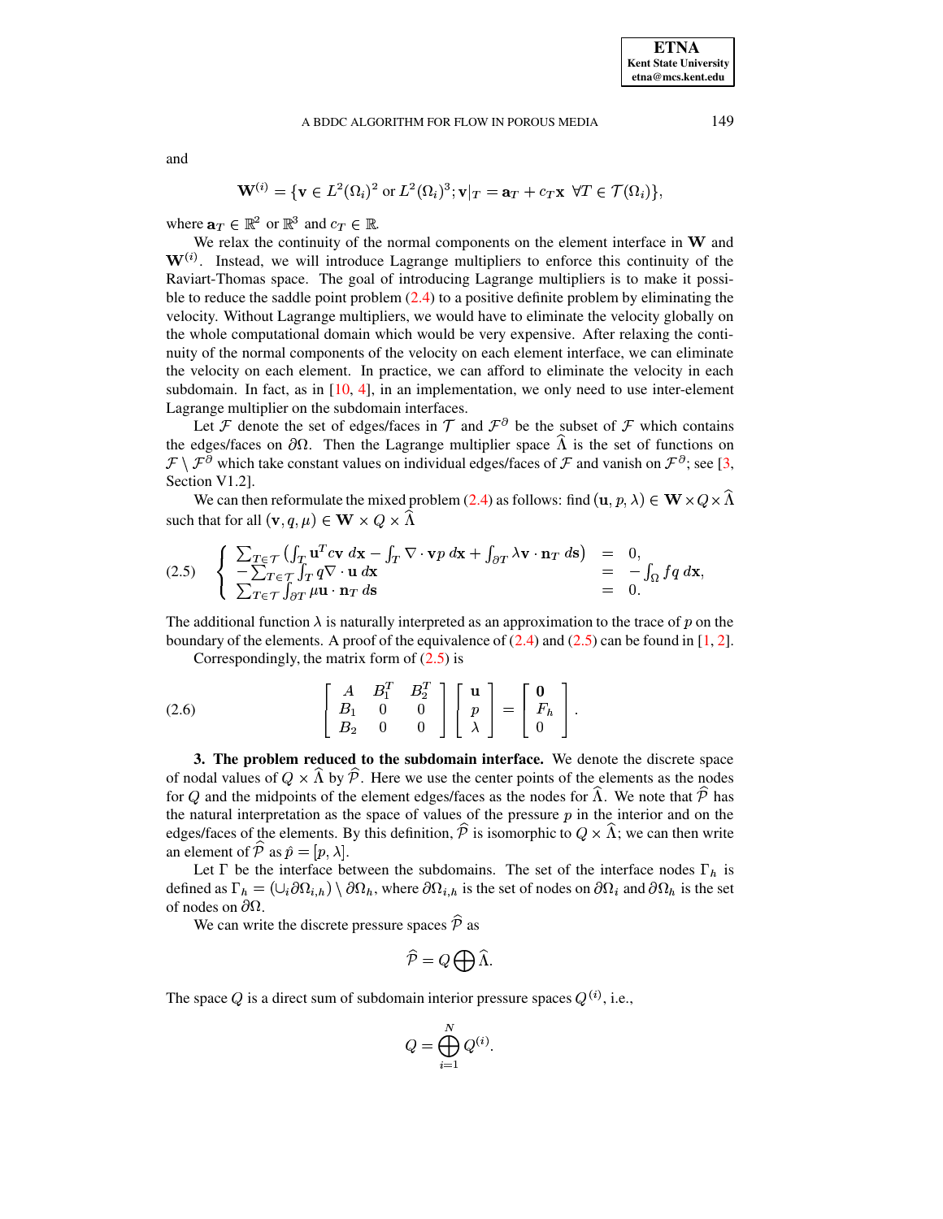and

$$\mathbf{W}^{(i)} = \{\mathbf{v} \in L^2(\Omega_i)^2 \text{ or } L^2(\Omega_i)^3; \mathbf{v}|_T = \mathbf{a}_T + c_T\mathbf{x} \ \ \forall T \in \mathcal{T}(\Omega_i)\},$$

where $\mathbf{a}_T \in \mathbb{R}^2$ or $\mathbb{R}^3$ and $c_T \in \mathbb{R}$.

We relax the continuity of the normal components on the element interface in $\mathbf{W}$ and $\mathbf{W}^{(i)}$. Instead, we will introduce Lagrange multipliers to enforce this continuity of the Raviart-Thomas space. The goal of introducing Lagrange multipliers is to make it possible to reduce the saddle point problem (2.4) to a positive definite problem by eliminating the velocity. Without Lagrange multipliers, we would have to eliminate the velocity globally on the whole computational domain which would be very expensive. After relaxing the continuity of the normal components of the velocity on each element interface, we can eliminate the velocity on each element. In practice, we can afford to eliminate the velocity in each subdomain. In fact, as in [10, 4], in an implementation, we only need to use inter-element Lagrange multiplier on the subdomain interfaces.

Let $\mathcal{F}$ denote the set of edges/faces in $\mathcal{T}$ and $\mathcal{F}^{\partial}$ be the subset of $\mathcal{F}$ which contains the edges/faces on $\partial\Omega$. Then the Lagrange multiplier space $\widehat{\Lambda}$ is the set of functions on $\mathcal{F} \setminus \mathcal{F}^{\partial}$ which take constant values on individual edges/faces of $\mathcal{F}$ and vanish on $\mathcal{F}^{\partial}$; see [3, Section V1.2].

We can then reformulate the mixed problem (2.4) as follows: find $(\mathbf{u}, p, \lambda) \in \mathbf{W} \times Q \times \widehat{\Lambda}$ such that for all $(\mathbf{v}, q, \mu) \in \mathbf{W} \times Q \times \widehat{\Lambda}$

$$\text{(2.5)} \quad \left\{ \begin{array}{lcl} \sum_{T\in\mathcal{T}} \left( \int_T \mathbf{u}^T c \mathbf{v} \, d\mathbf{x} - \int_T \nabla \cdot \mathbf{v} p \, d\mathbf{x} + \int_{\partial T} \lambda \mathbf{v} \cdot \mathbf{n}_T \, d\mathbf{s} \right) & = & 0, \\ -\sum_{T\in\mathcal{T}} \int_T q \nabla \cdot \mathbf{u} \, d\mathbf{x} & = & -\int_\Omega f q \, d\mathbf{x}, \\ \sum_{T\in\mathcal{T}} \int_{\partial T} \mu \mathbf{u} \cdot \mathbf{n}_T \, d\mathbf{s} & = & 0. \end{array} \right.$$

The additional function $\lambda$ is naturally interpreted as an approximation to the trace of $p$ on the boundary of the elements. A proof of the equivalence of (2.4) and (2.5) can be found in [1, 2].

Correspondingly, the matrix form of (2.5) is

$$\text{(2.6)} \qquad \begin{bmatrix} A & B_1^T & B_2^T \\ B_1 & 0 & 0 \\ B_2 & 0 & 0 \end{bmatrix} \begin{bmatrix} \mathbf{u} \\ p \\ \lambda \end{bmatrix} = \begin{bmatrix} \mathbf{0} \\ F_h \\ 0 \end{bmatrix}.$$

**3. The problem reduced to the subdomain interface.** We denote the discrete space of nodal values of $Q \times \widehat{\Lambda}$ by $\widehat{\mathcal{P}}$. Here we use the center points of the elements as the nodes for $Q$ and the midpoints of the element edges/faces as the nodes for $\widehat{\Lambda}$. We note that $\widehat{\mathcal{P}}$ has the natural interpretation as the space of values of the pressure $p$ in the interior and on the edges/faces of the elements. By this definition, $\widehat{\mathcal{P}}$ is isomorphic to $Q \times \widehat{\Lambda}$; we can then write an element of $\widehat{\mathcal{P}}$ as $\hat{p} = [p, \lambda]$.

Let $\Gamma$ be the interface between the subdomains. The set of the interface nodes $\Gamma_h$ is defined as $\Gamma_h = (\cup_i \partial\Omega_{i,h}) \setminus \partial\Omega_h$, where $\partial\Omega_{i,h}$ is the set of nodes on $\partial\Omega_i$ and $\partial\Omega_h$ is the set of nodes on $\partial\Omega$.

We can write the discrete pressure spaces $\widehat{\mathcal{P}}$ as

$$\widehat{\mathcal{P}} = Q \bigoplus \widehat{\Lambda}.$$

The space $Q$ is a direct sum of subdomain interior pressure spaces $Q^{(i)}$, i.e.,

$$Q = \bigoplus_{i=1}^{N} Q^{(i)}.$$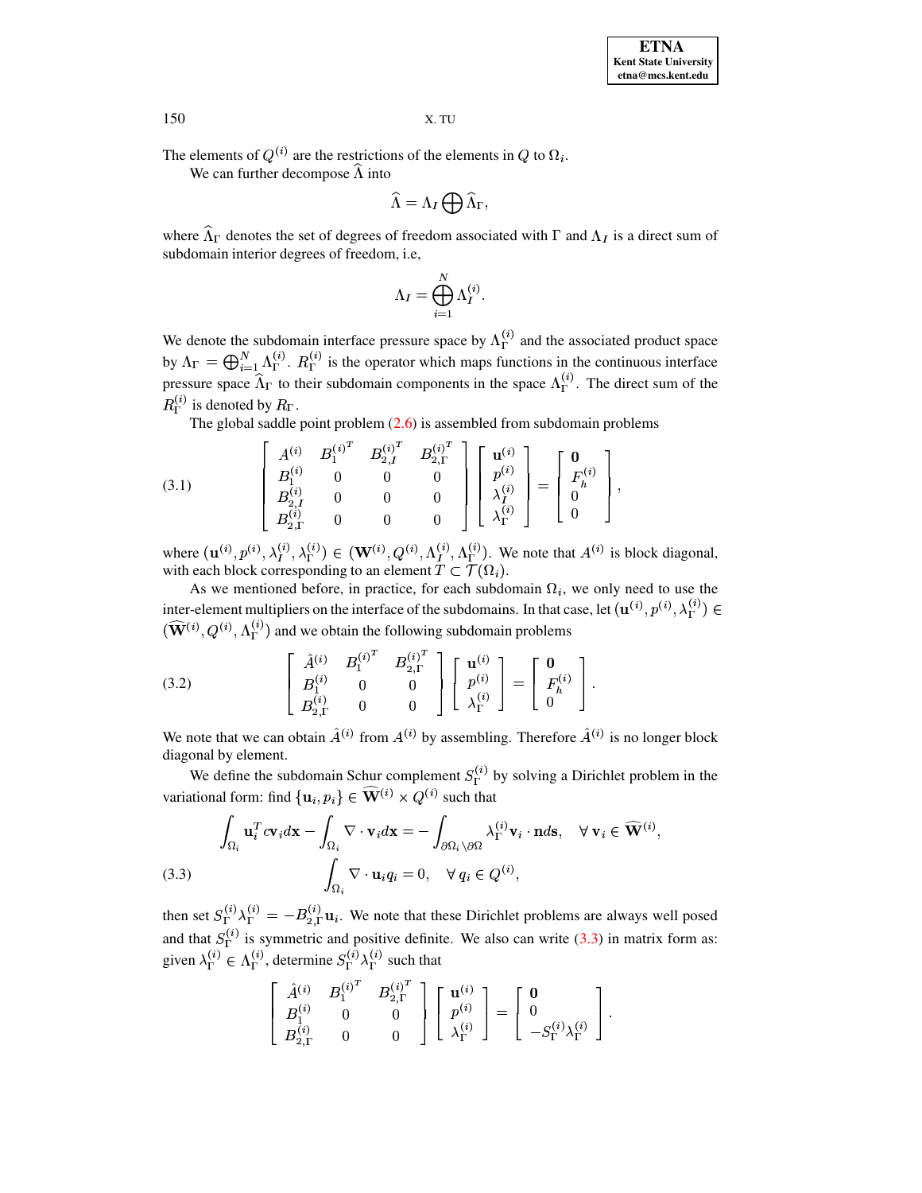The elements of $Q^{(i)}$ are the restrictions of the elements in $Q$ to $\Omega_i$.

We can further decompose $\widehat{\Lambda}$ into

$$\widehat{\Lambda} = \Lambda_I \bigoplus \widehat{\Lambda}_\Gamma,$$

where $\widehat{\Lambda}_\Gamma$ denotes the set of degrees of freedom associated with $\Gamma$ and $\Lambda_I$ is a direct sum of subdomain interior degrees of freedom, i.e,

$$\Lambda_I = \bigoplus_{i=1}^{N} \Lambda_I^{(i)}.$$

We denote the subdomain interface pressure space by $\Lambda_\Gamma^{(i)}$ and the associated product space by $\Lambda_\Gamma = \bigoplus_{i=1}^N \Lambda_\Gamma^{(i)}$. $R_\Gamma^{(i)}$ is the operator which maps functions in the continuous interface pressure space $\widehat{\Lambda}_\Gamma$ to their subdomain components in the space $\Lambda_\Gamma^{(i)}$. The direct sum of the $R_\Gamma^{(i)}$ is denoted by $R_\Gamma$.

The global saddle point problem (2.6) is assembled from subdomain problems

$$\begin{bmatrix} A^{(i)} & B_1^{(i)^T} & B_{2,I}^{(i)^T} & B_{2,\Gamma}^{(i)^T} \\ B_1^{(i)} & 0 & 0 & 0 \\ B_{2,I}^{(i)} & 0 & 0 & 0 \\ B_{2,\Gamma}^{(i)} & 0 & 0 & 0 \end{bmatrix} \begin{bmatrix} \mathbf{u}^{(i)} \\ p^{(i)} \\ \lambda_I^{(i)} \\ \lambda_\Gamma^{(i)} \end{bmatrix} = \begin{bmatrix} \mathbf{0} \\ F_h^{(i)} \\ 0 \\ 0 \end{bmatrix}, \tag{3.1}$$

where $(\mathbf{u}^{(i)}, p^{(i)}, \lambda_I^{(i)}, \lambda_\Gamma^{(i)}) \in (\mathbf{W}^{(i)}, Q^{(i)}, \Lambda_I^{(i)}, \Lambda_\Gamma^{(i)})$. We note that $A^{(i)}$ is block diagonal, with each block corresponding to an element $T \subset \mathcal{T}(\Omega_i)$.

As we mentioned before, in practice, for each subdomain $\Omega_i$, we only need to use the inter-element multipliers on the interface of the subdomains. In that case, let $(\mathbf{u}^{(i)}, p^{(i)}, \lambda_\Gamma^{(i)}) \in (\widehat{\mathbf{W}}^{(i)}, Q^{(i)}, \Lambda_\Gamma^{(i)})$ and we obtain the following subdomain problems

$$\begin{bmatrix} \hat{A}^{(i)} & B_1^{(i)^T} & B_{2,\Gamma}^{(i)^T} \\ B_1^{(i)} & 0 & 0 \\ B_{2,\Gamma}^{(i)} & 0 & 0 \end{bmatrix} \begin{bmatrix} \mathbf{u}^{(i)} \\ p^{(i)} \\ \lambda_\Gamma^{(i)} \end{bmatrix} = \begin{bmatrix} \mathbf{0} \\ F_h^{(i)} \\ 0 \end{bmatrix}. \tag{3.2}$$

We note that we can obtain $\hat{A}^{(i)}$ from $A^{(i)}$ by assembling. Therefore $\hat{A}^{(i)}$ is no longer block diagonal by element.

We define the subdomain Schur complement $S_\Gamma^{(i)}$ by solving a Dirichlet problem in the variational form: find $\{\mathbf{u}_i, p_i\} \in \widehat{\mathbf{W}}^{(i)} \times Q^{(i)}$ such that

$$\begin{aligned} \int_{\Omega_i} \mathbf{u}_i^T c \mathbf{v}_i d\mathbf{x} - \int_{\Omega_i} \nabla \cdot \mathbf{v}_i d\mathbf{x} &= -\int_{\partial\Omega_i \setminus \partial\Omega} \lambda_\Gamma^{(i)} \mathbf{v}_i \cdot \mathbf{n} ds, \quad \forall\, \mathbf{v}_i \in \widehat{\mathbf{W}}^{(i)}, \\ \int_{\Omega_i} \nabla \cdot \mathbf{u}_i q_i &= 0, \quad \forall\, q_i \in Q^{(i)}, \end{aligned} \tag{3.3}$$

then set $S_\Gamma^{(i)} \lambda_\Gamma^{(i)} = -B_{2,\Gamma}^{(i)} \mathbf{u}_i$. We note that these Dirichlet problems are always well posed and that $S_\Gamma^{(i)}$ is symmetric and positive definite. We also can write (3.3) in matrix form as: given $\lambda_\Gamma^{(i)} \in \Lambda_\Gamma^{(i)}$, determine $S_\Gamma^{(i)} \lambda_\Gamma^{(i)}$ such that

$$\begin{bmatrix} \hat{A}^{(i)} & B_1^{(i)^T} & B_{2,\Gamma}^{(i)^T} \\ B_1^{(i)} & 0 & 0 \\ B_{2,\Gamma}^{(i)} & 0 & 0 \end{bmatrix} \begin{bmatrix} \mathbf{u}^{(i)} \\ p^{(i)} \\ \lambda_\Gamma^{(i)} \end{bmatrix} = \begin{bmatrix} \mathbf{0} \\ 0 \\ -S_\Gamma^{(i)} \lambda_\Gamma^{(i)} \end{bmatrix}.$$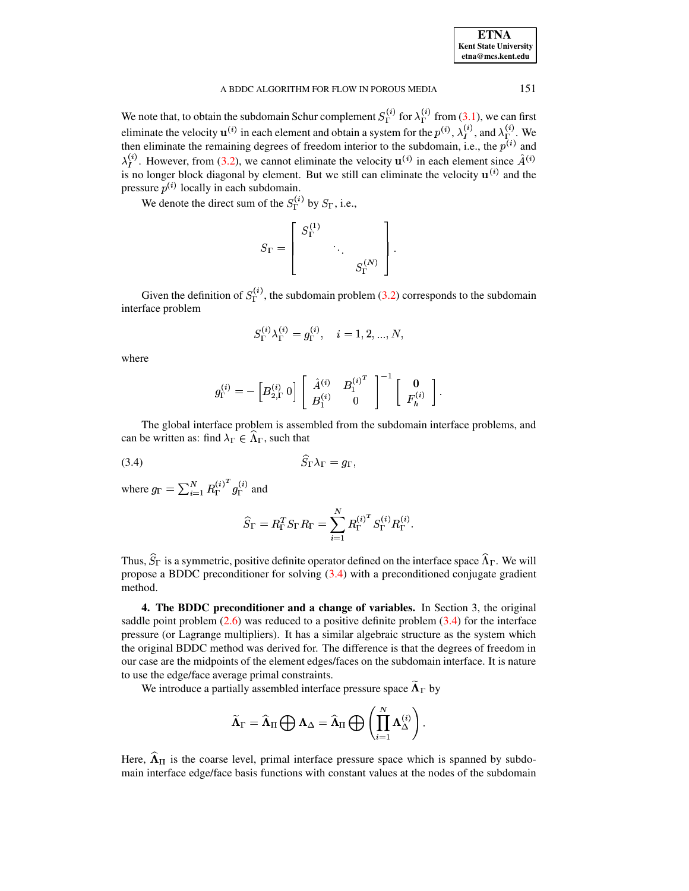We note that, to obtain the subdomain Schur complement $S_\Gamma^{(i)}$ for $\lambda_\Gamma^{(i)}$ from (3.1), we can first eliminate the velocity $\mathbf{u}^{(i)}$ in each element and obtain a system for the $p^{(i)}$, $\lambda_I^{(i)}$, and $\lambda_\Gamma^{(i)}$. We then eliminate the remaining degrees of freedom interior to the subdomain, i.e., the $p^{(i)}$ and $\lambda_I^{(i)}$. However, from (3.2), we cannot eliminate the velocity $\mathbf{u}^{(i)}$ in each element since $\hat{A}^{(i)}$ is no longer block diagonal by element. But we still can eliminate the velocity $\mathbf{u}^{(i)}$ and the pressure $p^{(i)}$ locally in each subdomain.

We denote the direct sum of the $S_\Gamma^{(i)}$ by $S_\Gamma$, i.e.,

$$S_\Gamma = \begin{bmatrix} S_\Gamma^{(1)} & & \\ & \ddots & \\ & & S_\Gamma^{(N)} \end{bmatrix}.$$

Given the definition of $S_\Gamma^{(i)}$, the subdomain problem (3.2) corresponds to the subdomain interface problem

$$S_\Gamma^{(i)} \lambda_\Gamma^{(i)} = g_\Gamma^{(i)}, \quad i = 1, 2, ..., N,$$

where

$$g_\Gamma^{(i)} = -\begin{bmatrix} B_{2,\Gamma}^{(i)} & 0 \end{bmatrix} \begin{bmatrix} \hat{A}^{(i)} & B_1^{(i)^T} \\ B_1^{(i)} & 0 \end{bmatrix}^{-1} \begin{bmatrix} \mathbf{0} \\ F_h^{(i)} \end{bmatrix}.$$

The global interface problem is assembled from the subdomain interface problems, and can be written as: find $\lambda_\Gamma \in \widehat{\Lambda}_\Gamma$, such that

$$\widehat{S}_\Gamma \lambda_\Gamma = g_\Gamma, \tag{3.4}$$

where $g_\Gamma = \sum_{i=1}^N R_\Gamma^{(i)^T} g_\Gamma^{(i)}$ and

$$\widehat{S}_\Gamma = R_\Gamma^T S_\Gamma R_\Gamma = \sum_{i=1}^N R_\Gamma^{(i)^T} S_\Gamma^{(i)} R_\Gamma^{(i)}.$$

Thus, $\widehat{S}_\Gamma$ is a symmetric, positive definite operator defined on the interface space $\widehat{\Lambda}_\Gamma$. We will propose a BDDC preconditioner for solving (3.4) with a preconditioned conjugate gradient method.

**4. The BDDC preconditioner and a change of variables.** In Section 3, the original saddle point problem (2.6) was reduced to a positive definite problem (3.4) for the interface pressure (or Lagrange multipliers). It has a similar algebraic structure as the system which the original BDDC method was derived for. The difference is that the degrees of freedom in our case are the midpoints of the element edges/faces on the subdomain interface. It is nature to use the edge/face average primal constraints.

We introduce a partially assembled interface pressure space $\widetilde{\mathbf{\Lambda}}_\Gamma$ by

$$\widetilde{\mathbf{\Lambda}}_\Gamma = \widehat{\mathbf{\Lambda}}_\Pi \bigoplus \mathbf{\Lambda}_\Delta = \widehat{\mathbf{\Lambda}}_\Pi \bigoplus \left( \prod_{i=1}^N \mathbf{\Lambda}_\Delta^{(i)} \right).$$

Here, $\widehat{\mathbf{\Lambda}}_\Pi$ is the coarse level, primal interface pressure space which is spanned by subdomain interface edge/face basis functions with constant values at the nodes of the subdomain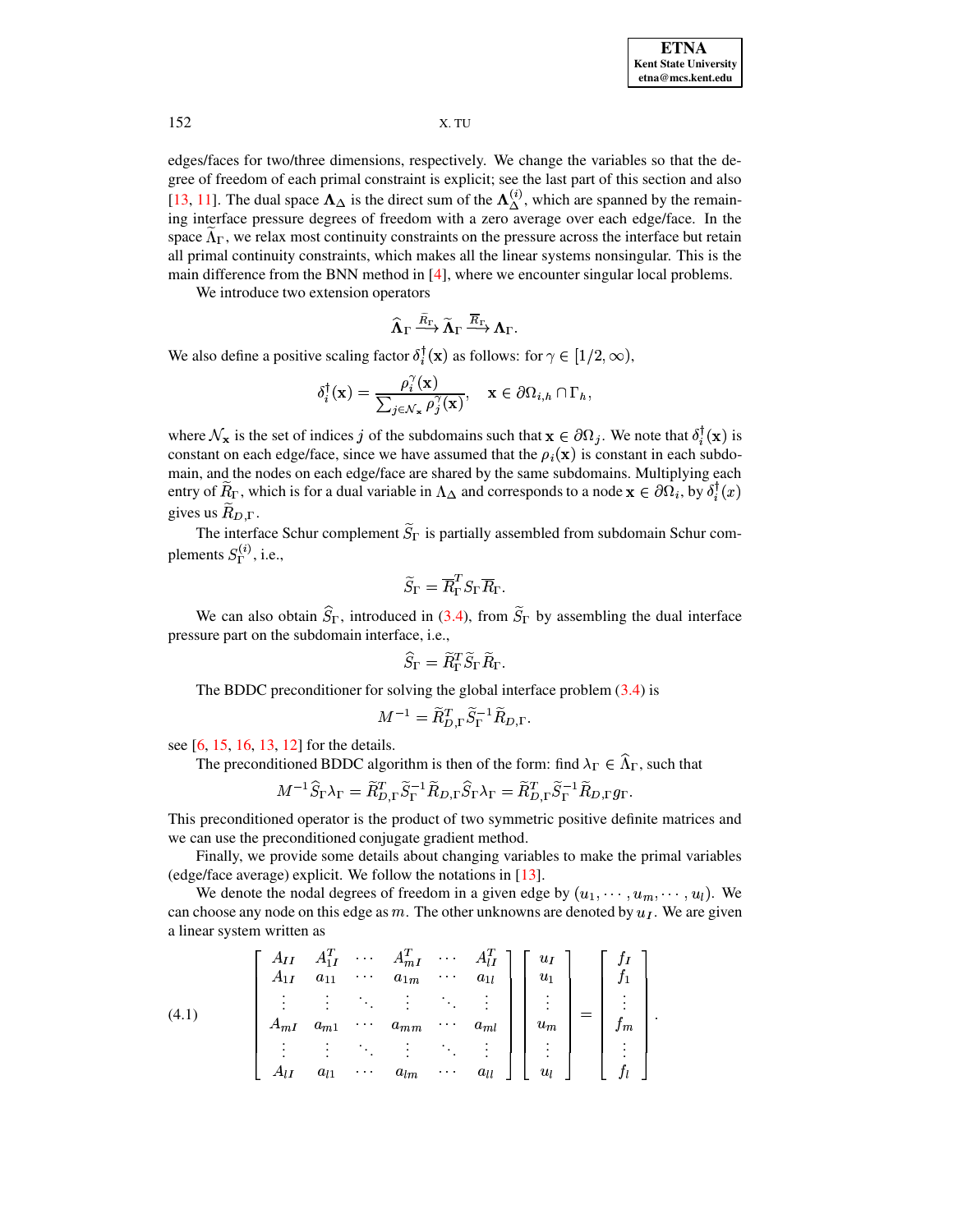edges/faces for two/three dimensions, respectively. We change the variables so that the degree of freedom of each primal constraint is explicit; see the last part of this section and also [13, 11]. The dual space $\mathbf{\Lambda}_\Delta$ is the direct sum of the $\mathbf{\Lambda}_\Delta^{(i)}$, which are spanned by the remaining interface pressure degrees of freedom with a zero average over each edge/face. In the space $\widetilde{\Lambda}_\Gamma$, we relax most continuity constraints on the pressure across the interface but retain all primal continuity constraints, which makes all the linear systems nonsingular. This is the main difference from the BNN method in [4], where we encounter singular local problems.

We introduce two extension operators

$$\widehat{\mathbf{\Lambda}}_\Gamma \xrightarrow{\widetilde{R}_\Gamma} \widetilde{\mathbf{\Lambda}}_\Gamma \xrightarrow{\overline{R}_\Gamma} \mathbf{\Lambda}_\Gamma.$$

We also define a positive scaling factor $\delta_i^\dagger(\mathbf{x})$ as follows: for $\gamma \in [1/2, \infty)$,

$$\delta_i^\dagger(\mathbf{x}) = \frac{\rho_i^\gamma(\mathbf{x})}{\sum_{j\in\mathcal{N}_\mathbf{x}} \rho_j^\gamma(\mathbf{x})}, \quad \mathbf{x} \in \partial\Omega_{i,h} \cap \Gamma_h,$$

where $\mathcal{N}_\mathbf{x}$ is the set of indices $j$ of the subdomains such that $\mathbf{x} \in \partial\Omega_j$. We note that $\delta_i^\dagger(\mathbf{x})$ is constant on each edge/face, since we have assumed that the $\rho_i(\mathbf{x})$ is constant in each subdomain, and the nodes on each edge/face are shared by the same subdomains. Multiplying each entry of $\widetilde{R}_\Gamma$, which is for a dual variable in $\Lambda_\Delta$ and corresponds to a node $\mathbf{x} \in \partial\Omega_i$, by $\delta_i^\dagger(x)$ gives us $\widetilde{R}_{D,\Gamma}$.

The interface Schur complement $\widetilde{S}_\Gamma$ is partially assembled from subdomain Schur complements $S_\Gamma^{(i)}$, i.e.,

$$\widetilde{S}_\Gamma = \overline{R}_\Gamma^T S_\Gamma \overline{R}_\Gamma.$$

We can also obtain $\widehat{S}_\Gamma$, introduced in (3.4), from $\widetilde{S}_\Gamma$ by assembling the dual interface pressure part on the subdomain interface, i.e.,

$$\widehat{S}_\Gamma = \widetilde{R}_\Gamma^T \widetilde{S}_\Gamma \widetilde{R}_\Gamma.$$

The BDDC preconditioner for solving the global interface problem (3.4) is

$$M^{-1} = \widetilde{R}_{D,\Gamma}^T \widetilde{S}_\Gamma^{-1} \widetilde{R}_{D,\Gamma}.$$

see [6, 15, 16, 13, 12] for the details.

The preconditioned BDDC algorithm is then of the form: find $\lambda_\Gamma \in \widehat{\Lambda}_\Gamma$, such that

$$M^{-1}\widehat{S}_\Gamma\lambda_\Gamma = \widetilde{R}_{D,\Gamma}^T \widetilde{S}_\Gamma^{-1} \widetilde{R}_{D,\Gamma}\widehat{S}_\Gamma\lambda_\Gamma = \widetilde{R}_{D,\Gamma}^T \widetilde{S}_\Gamma^{-1} \widetilde{R}_{D,\Gamma} g_\Gamma.$$

This preconditioned operator is the product of two symmetric positive definite matrices and we can use the preconditioned conjugate gradient method.

Finally, we provide some details about changing variables to make the primal variables (edge/face average) explicit. We follow the notations in [13].

We denote the nodal degrees of freedom in a given edge by $(u_1, \cdots, u_m, \cdots, u_l)$. We can choose any node on this edge as $m$. The other unknowns are denoted by $u_I$. We are given a linear system written as

$$\begin{bmatrix} A_{II} & A_{1I}^T & \cdots & A_{mI}^T & \cdots & A_{lI}^T \\ A_{1I} & a_{11} & \cdots & a_{1m} & \cdots & a_{1l} \\ \vdots & \vdots & \ddots & \vdots & \ddots & \vdots \\ A_{mI} & a_{m1} & \cdots & a_{mm} & \cdots & a_{ml} \\ \vdots & \vdots & \ddots & \vdots & \ddots & \vdots \\ A_{lI} & a_{l1} & \cdots & a_{lm} & \cdots & a_{ll} \end{bmatrix} \begin{bmatrix} u_I \\ u_1 \\ \vdots \\ u_m \\ \vdots \\ u_l \end{bmatrix} = \begin{bmatrix} f_I \\ f_1 \\ \vdots \\ f_m \\ \vdots \\ f_l \end{bmatrix}. \tag{4.1}$$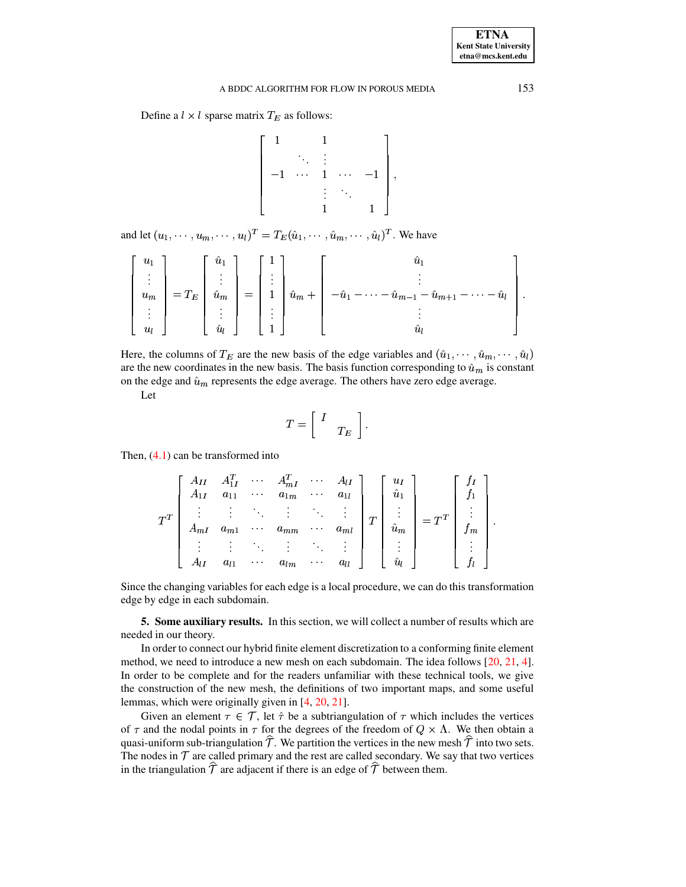Define a $l \times l$ sparse matrix $T_E$ as follows:

$$
\begin{bmatrix}
1 & & 1 & & \\
 & \ddots & \vdots & & \\
-1 & \cdots & 1 & \cdots & -1 \\
 & & \vdots & \ddots & \\
 & & 1 & & 1
\end{bmatrix},
$$

and let $(u_1, \cdots, u_m, \cdots, u_l)^T = T_E(\hat{u}_1, \cdots, \hat{u}_m, \cdots, \hat{u}_l)^T$. We have

$$
\begin{bmatrix} u_1 \\ \vdots \\ u_m \\ \vdots \\ u_l \end{bmatrix} = T_E \begin{bmatrix} \hat{u}_1 \\ \vdots \\ \hat{u}_m \\ \vdots \\ \hat{u}_l \end{bmatrix} = \begin{bmatrix} 1 \\ \vdots \\ 1 \\ \vdots \\ 1 \end{bmatrix} \hat{u}_m + \begin{bmatrix} \hat{u}_1 \\ \vdots \\ -\hat{u}_1 - \cdots - \hat{u}_{m-1} - \hat{u}_{m+1} - \cdots - \hat{u}_l \\ \vdots \\ \hat{u}_l \end{bmatrix}.
$$

Here, the columns of $T_E$ are the new basis of the edge variables and $(\hat{u}_1, \cdots, \hat{u}_m, \cdots, \hat{u}_l)$ are the new coordinates in the new basis. The basis function corresponding to $\hat{u}_m$ is constant on the edge and $\hat{u}_m$ represents the edge average. The others have zero edge average.

Let

$$
T = \begin{bmatrix} I & \\ & T_E \end{bmatrix}.
$$

Then, (4.1) can be transformed into

$$
T^T \begin{bmatrix}
A_{II} & A_{1I}^T & \cdots & A_{mI}^T & \cdots & A_{lI} \\
A_{1I} & a_{11} & \cdots & a_{1m} & \cdots & a_{1l} \\
\vdots & \vdots & \ddots & \vdots & \ddots & \vdots \\
A_{mI} & a_{m1} & \cdots & a_{mm} & \cdots & a_{ml} \\
\vdots & \vdots & \ddots & \vdots & \ddots & \vdots \\
A_{lI} & a_{l1} & \cdots & a_{lm} & \cdots & a_{ll}
\end{bmatrix} T \begin{bmatrix} u_I \\ \hat{u}_1 \\ \vdots \\ \hat{u}_m \\ \vdots \\ \hat{u}_l \end{bmatrix} = T^T \begin{bmatrix} f_I \\ f_1 \\ \vdots \\ f_m \\ \vdots \\ f_l \end{bmatrix}.
$$

Since the changing variables for each edge is a local procedure, we can do this transformation edge by edge in each subdomain.

## 5. Some auxiliary results.

In this section, we will collect a number of results which are needed in our theory.

In order to connect our hybrid finite element discretization to a conforming finite element method, we need to introduce a new mesh on each subdomain. The idea follows [20, 21, 4]. In order to be complete and for the readers unfamiliar with these technical tools, we give the construction of the new mesh, the definitions of two important maps, and some useful lemmas, which were originally given in [4, 20, 21].

Given an element $\tau \in \mathcal{T}$, let $\hat{\tau}$ be a subtriangulation of $\tau$ which includes the vertices of $\tau$ and the nodal points in $\tau$ for the degrees of the freedom of $Q \times \Lambda$. We then obtain a quasi-uniform sub-triangulation $\widehat{\mathcal{T}}$. We partition the vertices in the new mesh $\widehat{\mathcal{T}}$ into two sets. The nodes in $\mathcal{T}$ are called primary and the rest are called secondary. We say that two vertices in the triangulation $\widehat{\mathcal{T}}$ are adjacent if there is an edge of $\widehat{\mathcal{T}}$ between them.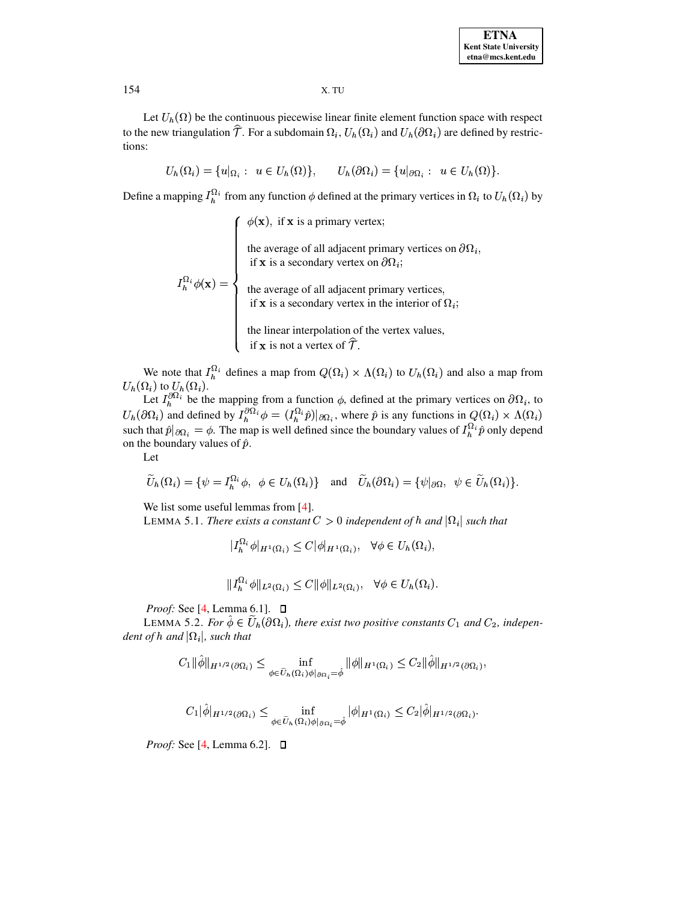Let $U_h(\Omega)$ be the continuous piecewise linear finite element function space with respect to the new triangulation $\widehat{\mathcal{T}}$. For a subdomain $\Omega_i$, $U_h(\Omega_i)$ and $U_h(\partial\Omega_i)$ are defined by restrictions:

$$U_h(\Omega_i) = \{u|_{\Omega_i} : \ u \in U_h(\Omega)\}, \qquad U_h(\partial\Omega_i) = \{u|_{\partial\Omega_i} : \ u \in U_h(\Omega)\}.$$

Define a mapping $I_h^{\Omega_i}$ from any function $\phi$ defined at the primary vertices in $\Omega_i$ to $U_h(\Omega_i)$ by

$$I_h^{\Omega_i}\phi(\mathbf{x}) = \begin{cases} \phi(\mathbf{x}), \ \text{if } \mathbf{x} \text{ is a primary vertex;} \\ \text{the average of all adjacent primary vertices on } \partial\Omega_i, \\ \quad \text{if } \mathbf{x} \text{ is a secondary vertex on } \partial\Omega_i; \\ \text{the average of all adjacent primary vertices,} \\ \quad \text{if } \mathbf{x} \text{ is a secondary vertex in the interior of } \Omega_i; \\ \text{the linear interpolation of the vertex values,} \\ \quad \text{if } \mathbf{x} \text{ is not a vertex of } \widehat{\mathcal{T}}. \end{cases}$$

We note that $I_h^{\Omega_i}$ defines a map from $Q(\Omega_i) \times \Lambda(\Omega_i)$ to $U_h(\Omega_i)$ and also a map from $U_h(\Omega_i)$ to $U_h(\Omega_i)$.

Let $I_h^{\partial\Omega_i}$ be the mapping from a function $\phi$, defined at the primary vertices on $\partial\Omega_i$, to $U_h(\partial\Omega_i)$ and defined by $I_h^{\partial\Omega_i}\phi = (I_h^{\Omega_i}\hat{p})|_{\partial\Omega_i}$, where $\hat{p}$ is any functions in $Q(\Omega_i) \times \Lambda(\Omega_i)$ such that $\hat{p}|_{\partial\Omega_i} = \phi$. The map is well defined since the boundary values of $I_h^{\Omega_i}\hat{p}$ only depend on the boundary values of $\hat{p}$.

Let

$$\widetilde{U}_h(\Omega_i) = \{\psi = I_h^{\Omega_i}\phi, \ \ \phi \in U_h(\Omega_i)\} \quad \text{and} \quad \widetilde{U}_h(\partial\Omega_i) = \{\psi|_{\partial\Omega}, \ \ \psi \in \widetilde{U}_h(\Omega_i)\}.$$

We list some useful lemmas from [4].

LEMMA 5.1. *There exists a constant $C > 0$ independent of $h$ and $|\Omega_i|$ such that*

$$|I_h^{\Omega_i}\phi|_{H^1(\Omega_i)} \leq C|\phi|_{H^1(\Omega_i)}, \quad \forall \phi \in U_h(\Omega_i),$$

$$\|I_h^{\Omega_i}\phi\|_{L^2(\Omega_i)} \leq C\|\phi\|_{L^2(\Omega_i)}, \quad \forall \phi \in U_h(\Omega_i).$$

*Proof:* See [4, Lemma 6.1]. ☐

LEMMA 5.2. *For $\hat{\phi} \in \widetilde{U}_h(\partial\Omega_i)$, there exist two positive constants $C_1$ and $C_2$, independent of $h$ and $|\Omega_i|$, such that*

$$C_1\|\hat{\phi}\|_{H^{1/2}(\partial\Omega_i)} \leq \inf_{\phi \in \widetilde{U}_h(\Omega_i) \phi|_{\partial\Omega_i} = \hat{\phi}} \|\phi\|_{H^1(\Omega_i)} \leq C_2\|\hat{\phi}\|_{H^{1/2}(\partial\Omega_i)},$$

$$C_1|\hat{\phi}|_{H^{1/2}(\partial\Omega_i)} \leq \inf_{\phi \in \widetilde{U}_h(\Omega_i) \phi|_{\partial\Omega_i} = \hat{\phi}} |\phi|_{H^1(\Omega_i)} \leq C_2|\hat{\phi}|_{H^{1/2}(\partial\Omega_i)}.$$

*Proof:* See [4, Lemma 6.2]. ☐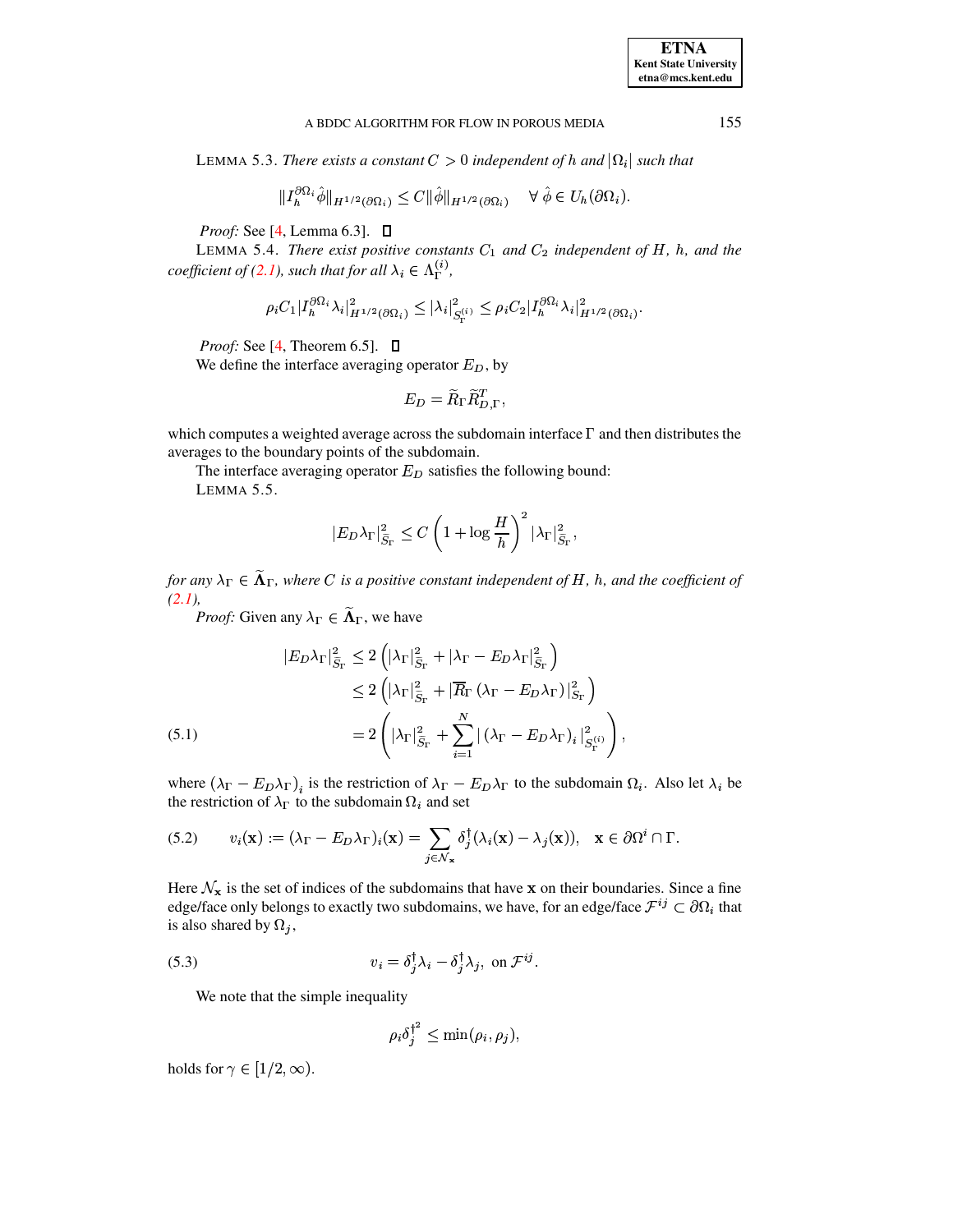LEMMA 5.3. *There exists a constant $C > 0$ independent of $h$ and $|\Omega_i|$ such that*

$$\|I_h^{\partial\Omega_i}\hat{\phi}\|_{H^{1/2}(\partial\Omega_i)} \leq C\|\hat{\phi}\|_{H^{1/2}(\partial\Omega_i)} \quad \forall\, \hat{\phi} \in U_h(\partial\Omega_i).$$

*Proof:* See [4, Lemma 6.3]. ☐

LEMMA 5.4. *There exist positive constants $C_1$ and $C_2$ independent of $H$, $h$, and the coefficient of (2.1), such that for all $\lambda_i \in \Lambda_\Gamma^{(i)}$,*

$$\rho_i C_1 |I_h^{\partial\Omega_i}\lambda_i|^2_{H^{1/2}(\partial\Omega_i)} \leq |\lambda_i|^2_{S_\Gamma^{(i)}} \leq \rho_i C_2 |I_h^{\partial\Omega_i}\lambda_i|^2_{H^{1/2}(\partial\Omega_i)}.$$

*Proof:* See [4, Theorem 6.5]. ☐

We define the interface averaging operator $E_D$, by

$$E_D = \widetilde{R}_\Gamma \widetilde{R}_{D,\Gamma}^T,$$

which computes a weighted average across the subdomain interface $\Gamma$ and then distributes the averages to the boundary points of the subdomain.

The interface averaging operator $E_D$ satisfies the following bound:

LEMMA 5.5.

$$|E_D\lambda_\Gamma|^2_{\widetilde{S}_\Gamma} \leq C\left(1 + \log\frac{H}{h}\right)^2 |\lambda_\Gamma|^2_{\widetilde{S}_\Gamma},$$

*for any $\lambda_\Gamma \in \widetilde{\mathbf{\Lambda}}_\Gamma$, where $C$ is a positive constant independent of $H$, $h$, and the coefficient of (2.1),*

*Proof:* Given any $\lambda_\Gamma \in \widetilde{\mathbf{\Lambda}}_\Gamma$, we have

$$\begin{aligned}
|E_D\lambda_\Gamma|^2_{\widetilde{S}_\Gamma} &\leq 2\left(|\lambda_\Gamma|^2_{\widetilde{S}_\Gamma} + |\lambda_\Gamma - E_D\lambda_\Gamma|^2_{\widetilde{S}_\Gamma}\right) \\
&\leq 2\left(|\lambda_\Gamma|^2_{\widetilde{S}_\Gamma} + |\overline{R}_\Gamma\left(\lambda_\Gamma - E_D\lambda_\Gamma\right)|^2_{S_\Gamma}\right) \\
&= 2\left(|\lambda_\Gamma|^2_{\widetilde{S}_\Gamma} + \sum_{i=1}^N |\left(\lambda_\Gamma - E_D\lambda_\Gamma\right)_i|^2_{S_\Gamma^{(i)}}\right),
\end{aligned} \tag{5.1}$$

where $\left(\lambda_\Gamma - E_D\lambda_\Gamma\right)_i$ is the restriction of $\lambda_\Gamma - E_D\lambda_\Gamma$ to the subdomain $\Omega_i$. Also let $\lambda_i$ be the restriction of $\lambda_\Gamma$ to the subdomain $\Omega_i$ and set

$$v_i(\mathbf{x}) := (\lambda_\Gamma - E_D\lambda_\Gamma)_i(\mathbf{x}) = \sum_{j\in\mathcal{N}_\mathbf{x}} \delta_j^\dagger(\lambda_i(\mathbf{x}) - \lambda_j(\mathbf{x})), \quad \mathbf{x} \in \partial\Omega^i \cap \Gamma. \tag{5.2}$$

Here $\mathcal{N}_\mathbf{x}$ is the set of indices of the subdomains that have $\mathbf{x}$ on their boundaries. Since a fine edge/face only belongs to exactly two subdomains, we have, for an edge/face $\mathcal{F}^{ij} \subset \partial\Omega_i$ that is also shared by $\Omega_j$,

$$v_i = \delta_j^\dagger\lambda_i - \delta_j^\dagger\lambda_j, \text{ on } \mathcal{F}^{ij}. \tag{5.3}$$

We note that the simple inequality

$$\rho_i {\delta_j^\dagger}^2 \leq \min(\rho_i, \rho_j),$$

holds for $\gamma \in [1/2, \infty)$.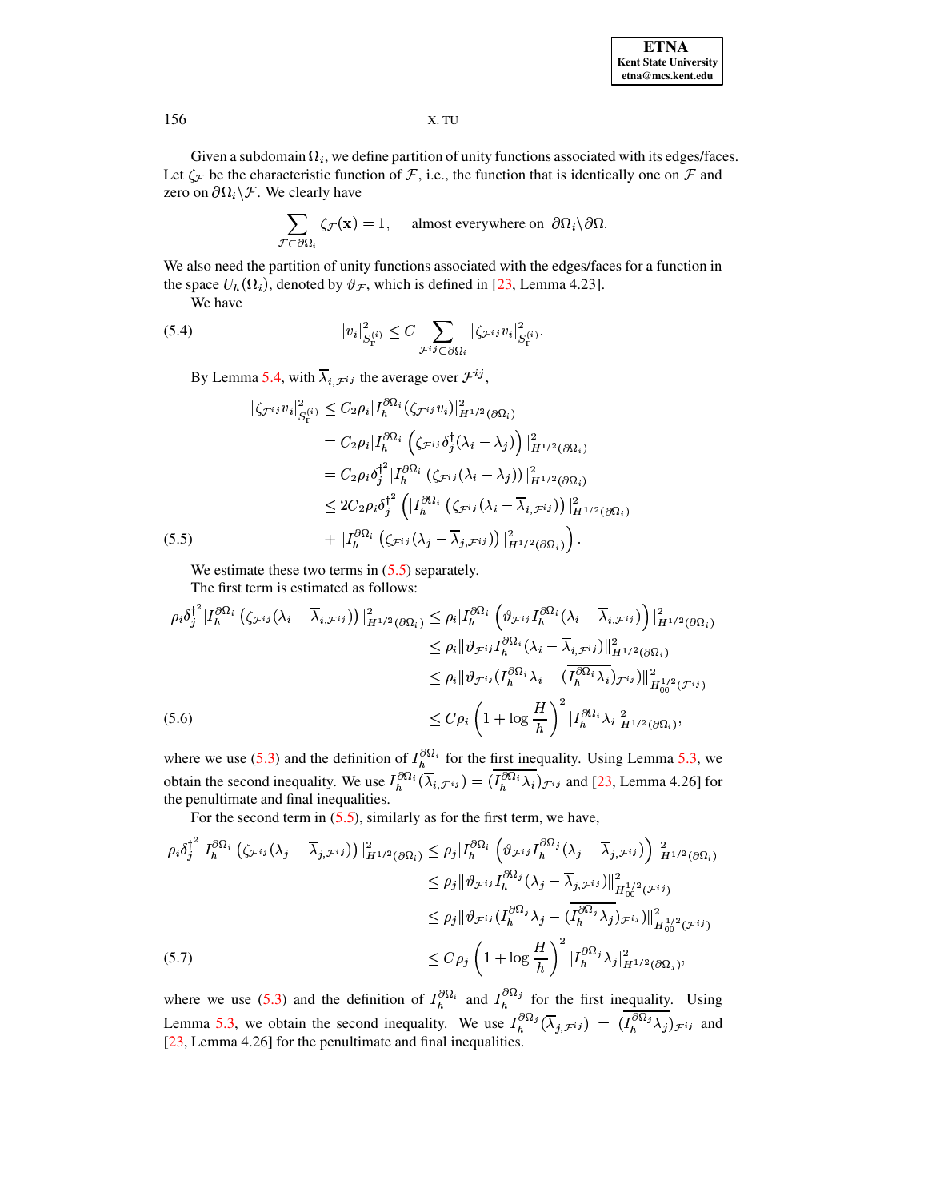Given a subdomain $\Omega_i$, we define partition of unity functions associated with its edges/faces. Let $\zeta_{\mathcal{F}}$ be the characteristic function of $\mathcal{F}$, i.e., the function that is identically one on $\mathcal{F}$ and zero on $\partial\Omega_i \backslash \mathcal{F}$. We clearly have

$$\sum_{\mathcal{F}\subset\partial\Omega_i} \zeta_{\mathcal{F}}(\mathbf{x}) = 1, \qquad \text{almost everywhere on } \partial\Omega_i\backslash\partial\Omega.$$

We also need the partition of unity functions associated with the edges/faces for a function in the space $U_h(\Omega_i)$, denoted by $\vartheta_{\mathcal{F}}$, which is defined in [23, Lemma 4.23].

We have

$$|v_i|^2_{S_\Gamma^{(i)}} \leq C \sum_{\mathcal{F}^{ij}\subset\partial\Omega_i} |\zeta_{\mathcal{F}^{ij}} v_i|^2_{S_\Gamma^{(i)}}. \tag{5.4}$$

By Lemma 5.4, with $\overline{\lambda}_{i,\mathcal{F}^{ij}}$ the average over $\mathcal{F}^{ij}$,

$$\begin{aligned}
|\zeta_{\mathcal{F}^{ij}} v_i|^2_{S_\Gamma^{(i)}} &\leq C_2\rho_i |I_h^{\partial\Omega_i}(\zeta_{\mathcal{F}^{ij}} v_i)|^2_{H^{1/2}(\partial\Omega_i)} \\
&= C_2\rho_i |I_h^{\partial\Omega_i}\left(\zeta_{\mathcal{F}^{ij}} \delta_j^\dagger(\lambda_i - \lambda_j)\right)|^2_{H^{1/2}(\partial\Omega_i)} \\
&= C_2\rho_i {\delta_j^\dagger}^2 |I_h^{\partial\Omega_i}\left(\zeta_{\mathcal{F}^{ij}}(\lambda_i - \lambda_j)\right)|^2_{H^{1/2}(\partial\Omega_i)} \\
&\leq 2C_2\rho_i {\delta_j^\dagger}^2 \left( |I_h^{\partial\Omega_i}\left(\zeta_{\mathcal{F}^{ij}}(\lambda_i - \overline{\lambda}_{i,\mathcal{F}^{ij}})\right)|^2_{H^{1/2}(\partial\Omega_i)} \right. \\
&\quad \left. + |I_h^{\partial\Omega_i}\left(\zeta_{\mathcal{F}^{ij}}(\lambda_j - \overline{\lambda}_{j,\mathcal{F}^{ij}})\right)|^2_{H^{1/2}(\partial\Omega_i)} \right).
\end{aligned} \tag{5.5}$$

We estimate these two terms in (5.5) separately.

The first term is estimated as follows:

$$\begin{aligned}
\rho_i {\delta_j^\dagger}^2 |I_h^{\partial\Omega_i}\left(\zeta_{\mathcal{F}^{ij}}(\lambda_i - \overline{\lambda}_{i,\mathcal{F}^{ij}})\right)|^2_{H^{1/2}(\partial\Omega_i)} &\leq \rho_i |I_h^{\partial\Omega_i}\left(\vartheta_{\mathcal{F}^{ij}} I_h^{\partial\Omega_i}(\lambda_i - \overline{\lambda}_{i,\mathcal{F}^{ij}})\right)|^2_{H^{1/2}(\partial\Omega_i)} \\
&\leq \rho_i \|\vartheta_{\mathcal{F}^{ij}} I_h^{\partial\Omega_i}(\lambda_i - \overline{\lambda}_{i,\mathcal{F}^{ij}})\|^2_{H^{1/2}(\partial\Omega_i)} \\
&\leq \rho_i \|\vartheta_{\mathcal{F}^{ij}}(I_h^{\partial\Omega_i}\lambda_i - (\overline{I_h^{\partial\Omega_i}\lambda_i})_{\mathcal{F}^{ij}})\|^2_{H_{00}^{1/2}(\mathcal{F}^{ij})} \\
&\leq C\rho_i \left(1 + \log\frac{H}{h}\right)^2 |I_h^{\partial\Omega_i}\lambda_i|^2_{H^{1/2}(\partial\Omega_i)},
\end{aligned} \tag{5.6}$$

where we use (5.3) and the definition of $I_h^{\partial\Omega_i}$ for the first inequality. Using Lemma 5.3, we obtain the second inequality. We use $I_h^{\partial\Omega_i}(\overline{\lambda}_{i,\mathcal{F}^{ij}}) = (\overline{I_h^{\partial\Omega_i}\lambda_i})_{\mathcal{F}^{ij}}$ and [23, Lemma 4.26] for the penultimate and final inequalities.

For the second term in (5.5), similarly as for the first term, we have,

$$\begin{aligned}
\rho_i {\delta_j^\dagger}^2 |I_h^{\partial\Omega_i}\left(\zeta_{\mathcal{F}^{ij}}(\lambda_j - \overline{\lambda}_{j,\mathcal{F}^{ij}})\right)|^2_{H^{1/2}(\partial\Omega_i)} &\leq \rho_j |I_h^{\partial\Omega_i}\left(\vartheta_{\mathcal{F}^{ij}} I_h^{\partial\Omega_j}(\lambda_j - \overline{\lambda}_{j,\mathcal{F}^{ij}})\right)|^2_{H^{1/2}(\partial\Omega_i)} \\
&\leq \rho_j \|\vartheta_{\mathcal{F}^{ij}} I_h^{\partial\Omega_j}(\lambda_j - \overline{\lambda}_{j,\mathcal{F}^{ij}})\|^2_{H_{00}^{1/2}(\mathcal{F}^{ij})} \\
&\leq \rho_j \|\vartheta_{\mathcal{F}^{ij}}(I_h^{\partial\Omega_j}\lambda_j - (\overline{I_h^{\partial\Omega_j}\lambda_j})_{\mathcal{F}^{ij}})\|^2_{H_{00}^{1/2}(\mathcal{F}^{ij})} \\
&\leq C\rho_j \left(1 + \log\frac{H}{h}\right)^2 |I_h^{\partial\Omega_j}\lambda_j|^2_{H^{1/2}(\partial\Omega_j)},
\end{aligned} \tag{5.7}$$

where we use (5.3) and the definition of $I_h^{\partial\Omega_i}$ and $I_h^{\partial\Omega_j}$ for the first inequality. Using Lemma 5.3, we obtain the second inequality. We use $I_h^{\partial\Omega_j}(\overline{\lambda}_{j,\mathcal{F}^{ij}}) = (\overline{I_h^{\partial\Omega_j}\lambda_j})_{\mathcal{F}^{ij}}$ and [23, Lemma 4.26] for the penultimate and final inequalities.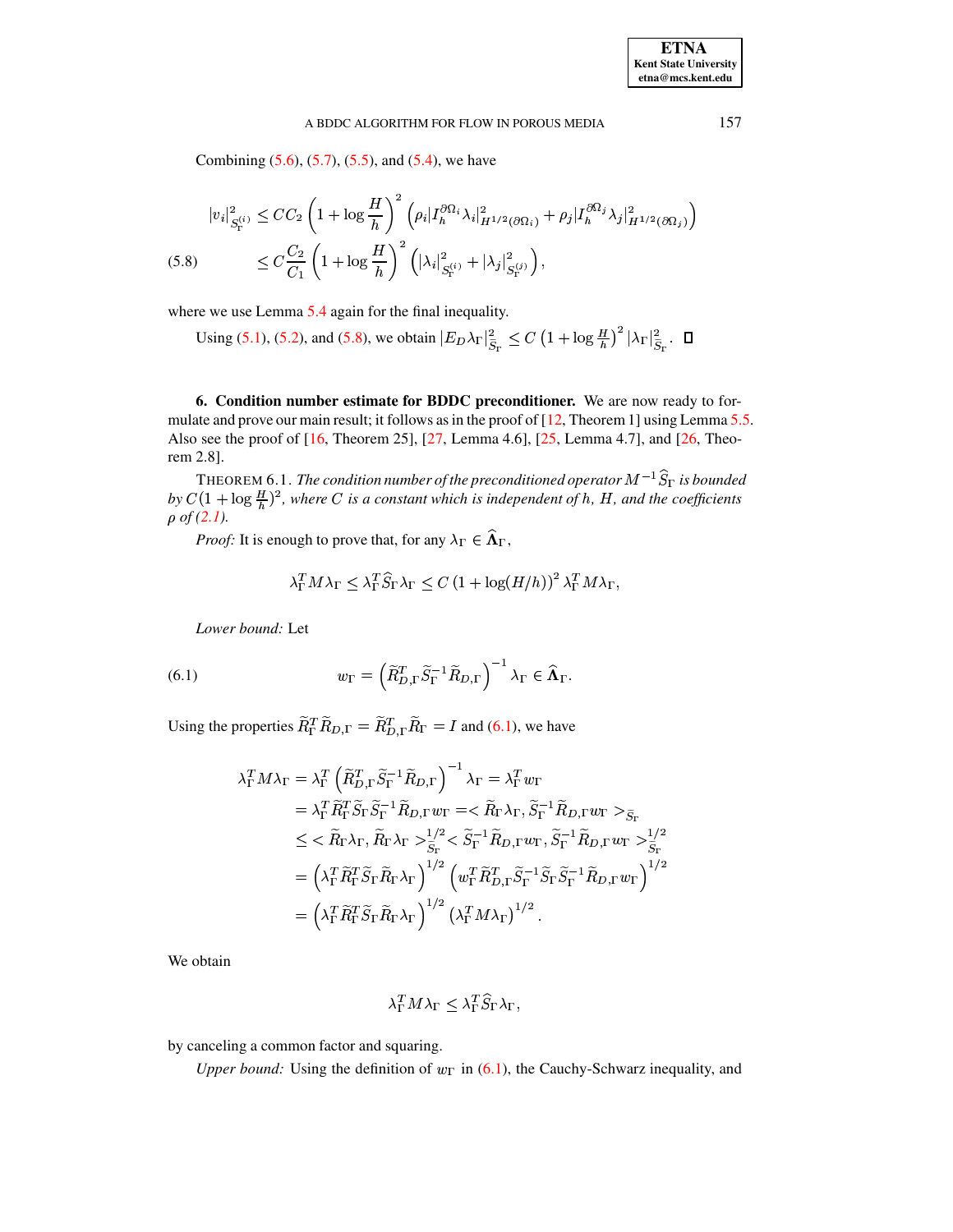Combining (5.6), (5.7), (5.5), and (5.4), we have

$$
\begin{aligned}
|v_i|^2_{S_\Gamma^{(i)}} &\le CC_2 \left(1+\log\frac{H}{h}\right)^2 \left(\rho_i |I_h^{\partial\Omega_i}\lambda_i|^2_{H^{1/2}(\partial\Omega_i)} + \rho_j |I_h^{\partial\Omega_j}\lambda_j|^2_{H^{1/2}(\partial\Omega_j)}\right) \\
&\le C\frac{C_2}{C_1}\left(1+\log\frac{H}{h}\right)^2 \left(|\lambda_i|^2_{S_\Gamma^{(i)}} + |\lambda_j|^2_{S_\Gamma^{(j)}}\right),
\end{aligned}
\tag{5.8}
$$

where we use Lemma 5.4 again for the final inequality.

Using (5.1), (5.2), and (5.8), we obtain $|E_D\lambda_\Gamma|^2_{\widetilde{S}_\Gamma} \le C\left(1+\log\frac{H}{h}\right)^2 |\lambda_\Gamma|^2_{\widetilde{S}_\Gamma}$. $\square$

## 6. Condition number estimate for BDDC preconditioner.

We are now ready to formulate and prove our main result; it follows as in the proof of [12, Theorem 1] using Lemma 5.5. Also see the proof of [16, Theorem 25], [27, Lemma 4.6], [25, Lemma 4.7], and [26, Theorem 2.8].

THEOREM 6.1. *The condition number of the preconditioned operator $M^{-1}\widehat{S}_\Gamma$ is bounded by $C(1+\log\frac{H}{h})^2$, where $C$ is a constant which is independent of $h$, $H$, and the coefficients $\rho$ of (2.1).*

*Proof:* It is enough to prove that, for any $\lambda_\Gamma \in \widehat{\mathbf{\Lambda}}_\Gamma$,

$$
\lambda_\Gamma^T M \lambda_\Gamma \le \lambda_\Gamma^T \widehat{S}_\Gamma \lambda_\Gamma \le C\left(1+\log(H/h)\right)^2 \lambda_\Gamma^T M \lambda_\Gamma,
$$

*Lower bound:* Let

$$
w_\Gamma = \left(\widetilde{R}_{D,\Gamma}^T \widetilde{S}_\Gamma^{-1} \widetilde{R}_{D,\Gamma}\right)^{-1} \lambda_\Gamma \in \widehat{\mathbf{\Lambda}}_\Gamma.
\tag{6.1}
$$

Using the properties $\widetilde{R}_\Gamma^T \widetilde{R}_{D,\Gamma} = \widetilde{R}_{D,\Gamma}^T \widetilde{R}_\Gamma = I$ and (6.1), we have

$$
\begin{aligned}
\lambda_\Gamma^T M \lambda_\Gamma &= \lambda_\Gamma^T \left(\widetilde{R}_{D,\Gamma}^T \widetilde{S}_\Gamma^{-1} \widetilde{R}_{D,\Gamma}\right)^{-1} \lambda_\Gamma = \lambda_\Gamma^T w_\Gamma \\
&= \lambda_\Gamma^T \widetilde{R}_\Gamma^T \widetilde{S}_\Gamma \widetilde{S}_\Gamma^{-1} \widetilde{R}_{D,\Gamma} w_\Gamma = < \widetilde{R}_\Gamma \lambda_\Gamma, \widetilde{S}_\Gamma^{-1} \widetilde{R}_{D,\Gamma} w_\Gamma >_{\widetilde{S}_\Gamma} \\
&\le < \widetilde{R}_\Gamma \lambda_\Gamma, \widetilde{R}_\Gamma \lambda_\Gamma >_{\widetilde{S}_\Gamma}^{1/2} < \widetilde{S}_\Gamma^{-1} \widetilde{R}_{D,\Gamma} w_\Gamma, \widetilde{S}_\Gamma^{-1} \widetilde{R}_{D,\Gamma} w_\Gamma >_{\widetilde{S}_\Gamma}^{1/2} \\
&= \left(\lambda_\Gamma^T \widetilde{R}_\Gamma^T \widetilde{S}_\Gamma \widetilde{R}_\Gamma \lambda_\Gamma\right)^{1/2} \left(w_\Gamma^T \widetilde{R}_{D,\Gamma}^T \widetilde{S}_\Gamma^{-1} \widetilde{S}_\Gamma \widetilde{S}_\Gamma^{-1} \widetilde{R}_{D,\Gamma} w_\Gamma\right)^{1/2} \\
&= \left(\lambda_\Gamma^T \widetilde{R}_\Gamma^T \widetilde{S}_\Gamma \widetilde{R}_\Gamma \lambda_\Gamma\right)^{1/2} \left(\lambda_\Gamma^T M \lambda_\Gamma\right)^{1/2}.
\end{aligned}
$$

We obtain

$$
\lambda_\Gamma^T M \lambda_\Gamma \le \lambda_\Gamma^T \widehat{S}_\Gamma \lambda_\Gamma,
$$

by canceling a common factor and squaring.

*Upper bound:* Using the definition of $w_\Gamma$ in (6.1), the Cauchy-Schwarz inequality, and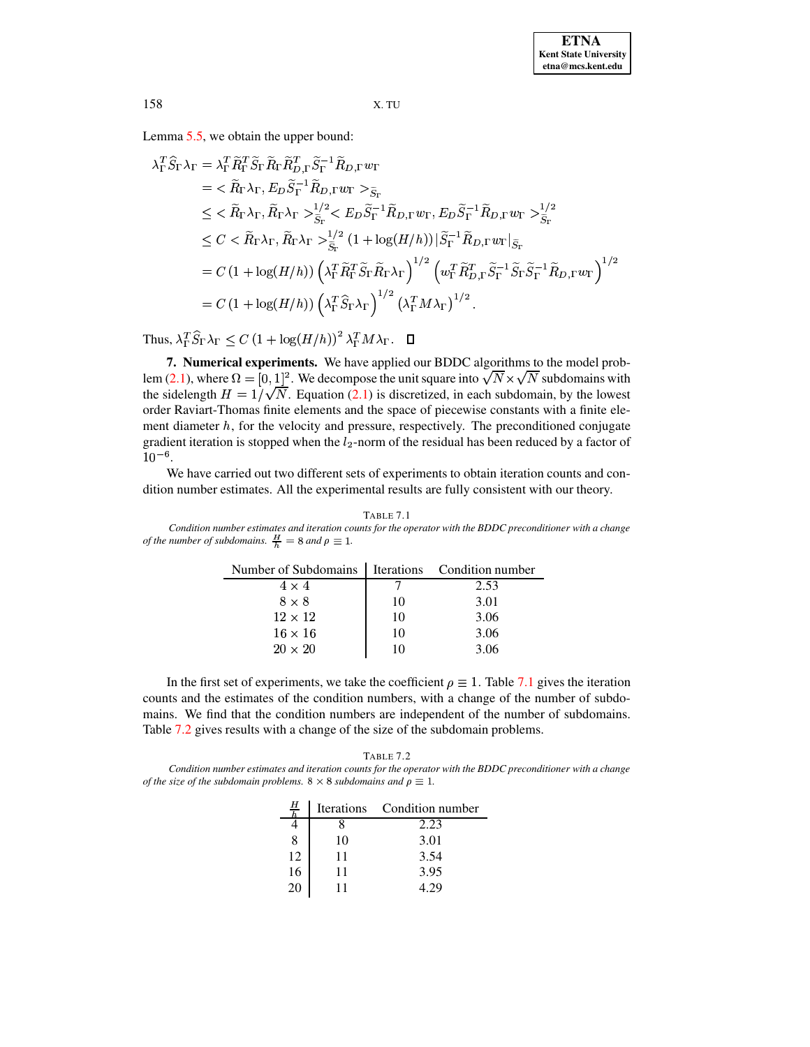Lemma 5.5, we obtain the upper bound:

$$
\begin{aligned}
\lambda_\Gamma^T \widehat{S}_\Gamma \lambda_\Gamma &= \lambda_\Gamma^T \widetilde{R}_\Gamma^T \widetilde{S}_\Gamma \widetilde{R}_\Gamma \widetilde{R}_{D,\Gamma}^T \widetilde{S}_\Gamma^{-1} \widetilde{R}_{D,\Gamma} w_\Gamma \\
&= < \widetilde{R}_\Gamma \lambda_\Gamma, E_D \widetilde{S}_\Gamma^{-1} \widetilde{R}_{D,\Gamma} w_\Gamma >_{\widetilde{S}_\Gamma} \\
&\leq < \widetilde{R}_\Gamma \lambda_\Gamma, \widetilde{R}_\Gamma \lambda_\Gamma >_{\widetilde{S}_\Gamma}^{1/2} < E_D \widetilde{S}_\Gamma^{-1} \widetilde{R}_{D,\Gamma} w_\Gamma, E_D \widetilde{S}_\Gamma^{-1} \widetilde{R}_{D,\Gamma} w_\Gamma >_{\widetilde{S}_\Gamma}^{1/2} \\
&\leq C < \widetilde{R}_\Gamma \lambda_\Gamma, \widetilde{R}_\Gamma \lambda_\Gamma >_{\widetilde{S}_\Gamma}^{1/2} (1 + \log(H/h)) |\widetilde{S}_\Gamma^{-1} \widetilde{R}_{D,\Gamma} w_\Gamma|_{\widetilde{S}_\Gamma} \\
&= C\,(1 + \log(H/h)) \left( \lambda_\Gamma^T \widetilde{R}_\Gamma^T \widetilde{S}_\Gamma \widetilde{R}_\Gamma \lambda_\Gamma \right)^{1/2} \left( w_\Gamma^T \widetilde{R}_{D,\Gamma}^T \widetilde{S}_\Gamma^{-1} \widetilde{S}_\Gamma \widetilde{S}_\Gamma^{-1} \widetilde{R}_{D,\Gamma} w_\Gamma \right)^{1/2} \\
&= C\,(1 + \log(H/h)) \left( \lambda_\Gamma^T \widehat{S}_\Gamma \lambda_\Gamma \right)^{1/2} \left( \lambda_\Gamma^T M \lambda_\Gamma \right)^{1/2}.
\end{aligned}
$$

Thus, $\lambda_\Gamma^T \widehat{S}_\Gamma \lambda_\Gamma \leq C\,(1 + \log(H/h))^2\, \lambda_\Gamma^T M \lambda_\Gamma$. ☐

## 7. Numerical experiments.

We have applied our BDDC algorithms to the model problem (2.1), where $\Omega = [0,1]^2$. We decompose the unit square into $\sqrt{N} \times \sqrt{N}$ subdomains with the sidelength $H = 1/\sqrt{N}$. Equation (2.1) is discretized, in each subdomain, by the lowest order Raviart-Thomas finite elements and the space of piecewise constants with a finite element diameter $h$, for the velocity and pressure, respectively. The preconditioned conjugate gradient iteration is stopped when the $l_2$-norm of the residual has been reduced by a factor of $10^{-6}$.

We have carried out two different sets of experiments to obtain iteration counts and condition number estimates. All the experimental results are fully consistent with our theory.

TABLE 7.1
*Condition number estimates and iteration counts for the operator with the BDDC preconditioner with a change of the number of subdomains.* $\frac{H}{h} = 8$ *and* $\rho \equiv 1$.

| Number of Subdomains | Iterations | Condition number |
|---|---|---|
| $4 \times 4$ | 7 | 2.53 |
| $8 \times 8$ | 10 | 3.01 |
| $12 \times 12$ | 10 | 3.06 |
| $16 \times 16$ | 10 | 3.06 |
| $20 \times 20$ | 10 | 3.06 |

In the first set of experiments, we take the coefficient $\rho \equiv 1$. Table 7.1 gives the iteration counts and the estimates of the condition numbers, with a change of the number of subdomains. We find that the condition numbers are independent of the number of subdomains. Table 7.2 gives results with a change of the size of the subdomain problems.

TABLE 7.2
*Condition number estimates and iteration counts for the operator with the BDDC preconditioner with a change of the size of the subdomain problems.* $8 \times 8$ *subdomains and* $\rho \equiv 1$.

| $\frac{H}{h}$ | Iterations | Condition number |
|---|---|---|
| 4 | 8 | 2.23 |
| 8 | 10 | 3.01 |
| 12 | 11 | 3.54 |
| 16 | 11 | 3.95 |
| 20 | 11 | 4.29 |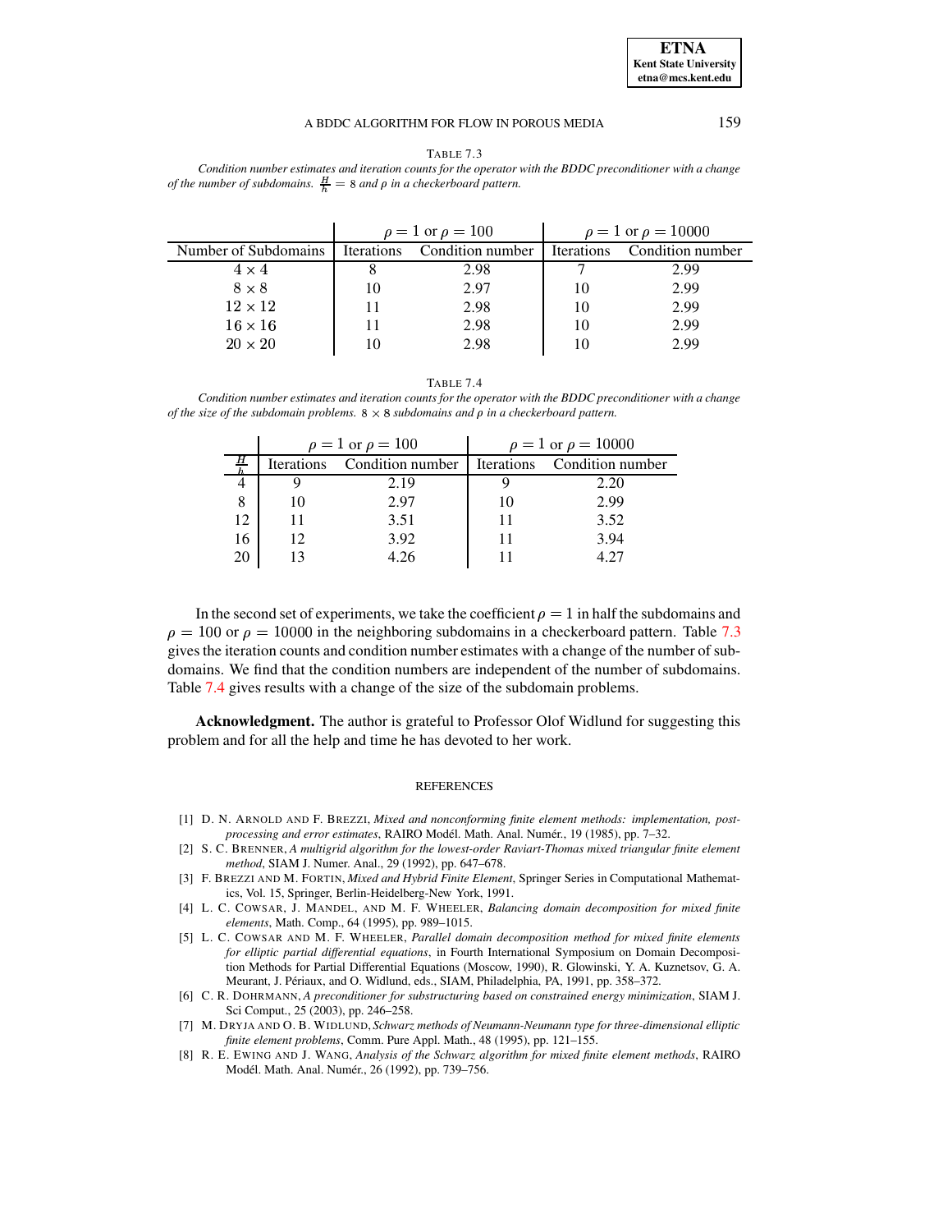TABLE 7.3
*Condition number estimates and iteration counts for the operator with the BDDC preconditioner with a change of the number of subdomains.* $\frac{H}{h} = 8$ *and* $\rho$ *in a checkerboard pattern.*

| | $\rho = 1$ or $\rho = 100$ | | $\rho = 1$ or $\rho = 10000$ | |
|---|---|---|---|---|
| Number of Subdomains | Iterations | Condition number | Iterations | Condition number |
| $4 \times 4$ | 8 | 2.98 | 7 | 2.99 |
| $8 \times 8$ | 10 | 2.97 | 10 | 2.99 |
| $12 \times 12$ | 11 | 2.98 | 10 | 2.99 |
| $16 \times 16$ | 11 | 2.98 | 10 | 2.99 |
| $20 \times 20$ | 10 | 2.98 | 10 | 2.99 |

TABLE 7.4
*Condition number estimates and iteration counts for the operator with the BDDC preconditioner with a change of the size of the subdomain problems.* $8 \times 8$ *subdomains and* $\rho$ *in a checkerboard pattern.*

| | $\rho = 1$ or $\rho = 100$ | | $\rho = 1$ or $\rho = 10000$ | |
|---|---|---|---|---|
| $\frac{H}{h}$ | Iterations | Condition number | Iterations | Condition number |
| 4 | 9 | 2.19 | 9 | 2.20 |
| 8 | 10 | 2.97 | 10 | 2.99 |
| 12 | 11 | 3.51 | 11 | 3.52 |
| 16 | 12 | 3.92 | 11 | 3.94 |
| 20 | 13 | 4.26 | 11 | 4.27 |

In the second set of experiments, we take the coefficient $\rho = 1$ in half the subdomains and $\rho = 100$ or $\rho = 10000$ in the neighboring subdomains in a checkerboard pattern. Table 7.3 gives the iteration counts and condition number estimates with a change of the number of subdomains. We find that the condition numbers are independent of the number of subdomains. Table 7.4 gives results with a change of the size of the subdomain problems.

**Acknowledgment.** The author is grateful to Professor Olof Widlund for suggesting this problem and for all the help and time he has devoted to her work.

## REFERENCES

[1] D. N. ARNOLD AND F. BREZZI, *Mixed and nonconforming finite element methods: implementation, postprocessing and error estimates*, RAIRO Modél. Math. Anal. Numér., 19 (1985), pp. 7–32.

[2] S. C. BRENNER, *A multigrid algorithm for the lowest-order Raviart-Thomas mixed triangular finite element method*, SIAM J. Numer. Anal., 29 (1992), pp. 647–678.

[3] F. BREZZI AND M. FORTIN, *Mixed and Hybrid Finite Element*, Springer Series in Computational Mathematics, Vol. 15, Springer, Berlin-Heidelberg-New York, 1991.

[4] L. C. COWSAR, J. MANDEL, AND M. F. WHEELER, *Balancing domain decomposition for mixed finite elements*, Math. Comp., 64 (1995), pp. 989–1015.

[5] L. C. COWSAR AND M. F. WHEELER, *Parallel domain decomposition method for mixed finite elements for elliptic partial differential equations*, in Fourth International Symposium on Domain Decomposition Methods for Partial Differential Equations (Moscow, 1990), R. Glowinski, Y. A. Kuznetsov, G. A. Meurant, J. Périaux, and O. Widlund, eds., SIAM, Philadelphia, PA, 1991, pp. 358–372.

[6] C. R. DOHRMANN, *A preconditioner for substructuring based on constrained energy minimization*, SIAM J. Sci Comput., 25 (2003), pp. 246–258.

[7] M. DRYJA AND O. B. WIDLUND, *Schwarz methods of Neumann-Neumann type for three-dimensional elliptic finite element problems*, Comm. Pure Appl. Math., 48 (1995), pp. 121–155.

[8] R. E. EWING AND J. WANG, *Analysis of the Schwarz algorithm for mixed finite element methods*, RAIRO Modél. Math. Anal. Numér., 26 (1992), pp. 739–756.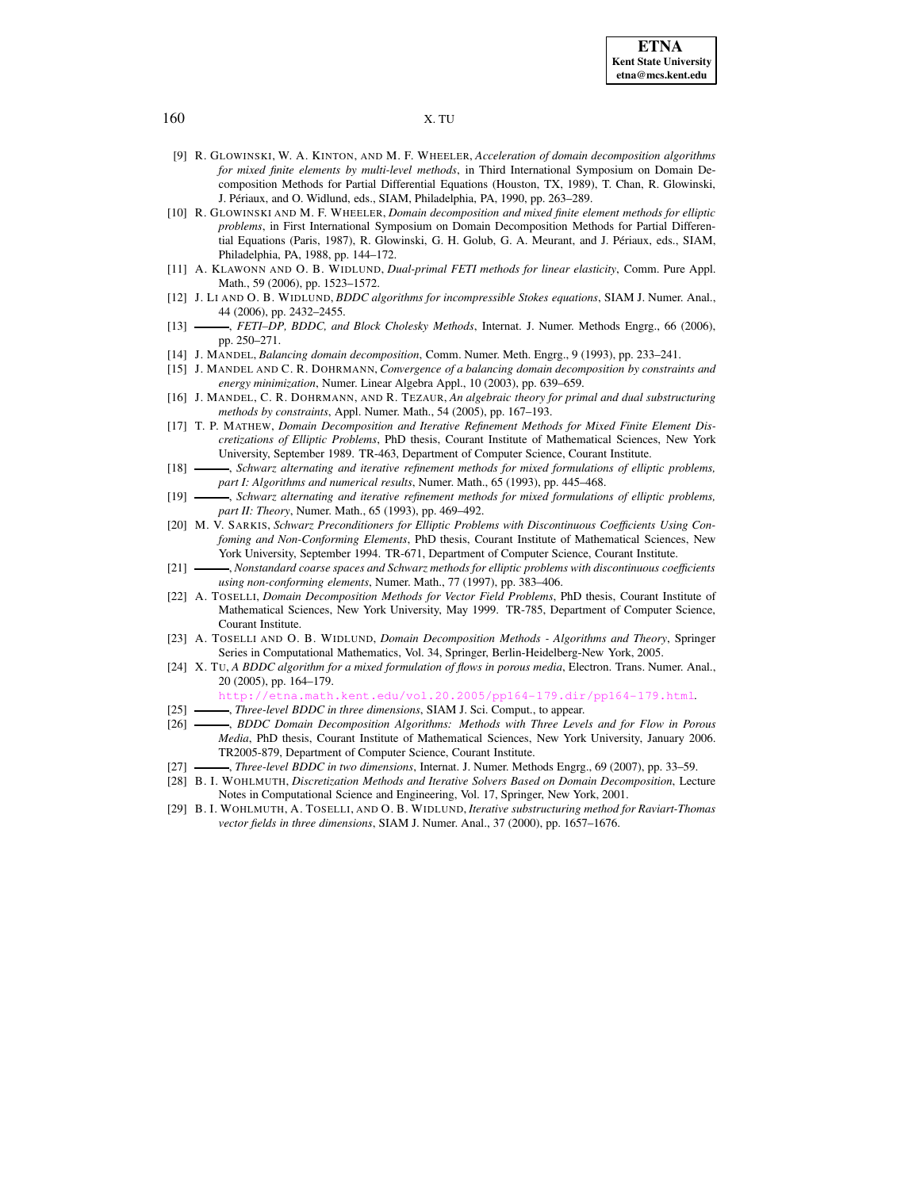[9] R. Glowinski, W. A. Kinton, and M. F. Wheeler, *Acceleration of domain decomposition algorithms for mixed finite elements by multi-level methods*, in Third International Symposium on Domain Decomposition Methods for Partial Differential Equations (Houston, TX, 1989), T. Chan, R. Glowinski, J. Périaux, and O. Widlund, eds., SIAM, Philadelphia, PA, 1990, pp. 263–289.

[10] R. Glowinski and M. F. Wheeler, *Domain decomposition and mixed finite element methods for elliptic problems*, in First International Symposium on Domain Decomposition Methods for Partial Differential Equations (Paris, 1987), R. Glowinski, G. H. Golub, G. A. Meurant, and J. Périaux, eds., SIAM, Philadelphia, PA, 1988, pp. 144–172.

[11] A. Klawonn and O. B. Widlund, *Dual-primal FETI methods for linear elasticity*, Comm. Pure Appl. Math., 59 (2006), pp. 1523–1572.

[12] J. Li and O. B. Widlund, *BDDC algorithms for incompressible Stokes equations*, SIAM J. Numer. Anal., 44 (2006), pp. 2432–2455.

[13] ———, *FETI–DP, BDDC, and Block Cholesky Methods*, Internat. J. Numer. Methods Engrg., 66 (2006), pp. 250–271.

[14] J. Mandel, *Balancing domain decomposition*, Comm. Numer. Meth. Engrg., 9 (1993), pp. 233–241.

[15] J. Mandel and C. R. Dohrmann, *Convergence of a balancing domain decomposition by constraints and energy minimization*, Numer. Linear Algebra Appl., 10 (2003), pp. 639–659.

[16] J. Mandel, C. R. Dohrmann, and R. Tezaur, *An algebraic theory for primal and dual substructuring methods by constraints*, Appl. Numer. Math., 54 (2005), pp. 167–193.

[17] T. P. Mathew, *Domain Decomposition and Iterative Refinement Methods for Mixed Finite Element Discretizations of Elliptic Problems*, PhD thesis, Courant Institute of Mathematical Sciences, New York University, September 1989. TR-463, Department of Computer Science, Courant Institute.

[18] ———, *Schwarz alternating and iterative refinement methods for mixed formulations of elliptic problems, part I: Algorithms and numerical results*, Numer. Math., 65 (1993), pp. 445–468.

[19] ———, *Schwarz alternating and iterative refinement methods for mixed formulations of elliptic problems, part II: Theory*, Numer. Math., 65 (1993), pp. 469–492.

[20] M. V. Sarkis, *Schwarz Preconditioners for Elliptic Problems with Discontinuous Coefficients Using Confoming and Non-Conforming Elements*, PhD thesis, Courant Institute of Mathematical Sciences, New York University, September 1994. TR-671, Department of Computer Science, Courant Institute.

[21] ———, *Nonstandard coarse spaces and Schwarz methods for elliptic problems with discontinuous coefficients using non-conforming elements*, Numer. Math., 77 (1997), pp. 383–406.

[22] A. Toselli, *Domain Decomposition Methods for Vector Field Problems*, PhD thesis, Courant Institute of Mathematical Sciences, New York University, May 1999. TR-785, Department of Computer Science, Courant Institute.

[23] A. Toselli and O. B. Widlund, *Domain Decomposition Methods - Algorithms and Theory*, Springer Series in Computational Mathematics, Vol. 34, Springer, Berlin-Heidelberg-New York, 2005.

[24] X. Tu, *A BDDC algorithm for a mixed formulation of flows in porous media*, Electron. Trans. Numer. Anal., 20 (2005), pp. 164–179.
http://etna.math.kent.edu/vol.20.2005/pp164-179.dir/pp164-179.html.

[25] ———, *Three-level BDDC in three dimensions*, SIAM J. Sci. Comput., to appear.

[26] ———, *BDDC Domain Decomposition Algorithms: Methods with Three Levels and for Flow in Porous Media*, PhD thesis, Courant Institute of Mathematical Sciences, New York University, January 2006. TR2005-879, Department of Computer Science, Courant Institute.

[27] ———, *Three-level BDDC in two dimensions*, Internat. J. Numer. Methods Engrg., 69 (2007), pp. 33–59.

[28] B. I. Wohlmuth, *Discretization Methods and Iterative Solvers Based on Domain Decomposition*, Lecture Notes in Computational Science and Engineering, Vol. 17, Springer, New York, 2001.

[29] B. I. Wohlmuth, A. Toselli, and O. B. Widlund, *Iterative substructuring method for Raviart-Thomas vector fields in three dimensions*, SIAM J. Numer. Anal., 37 (2000), pp. 1657–1676.